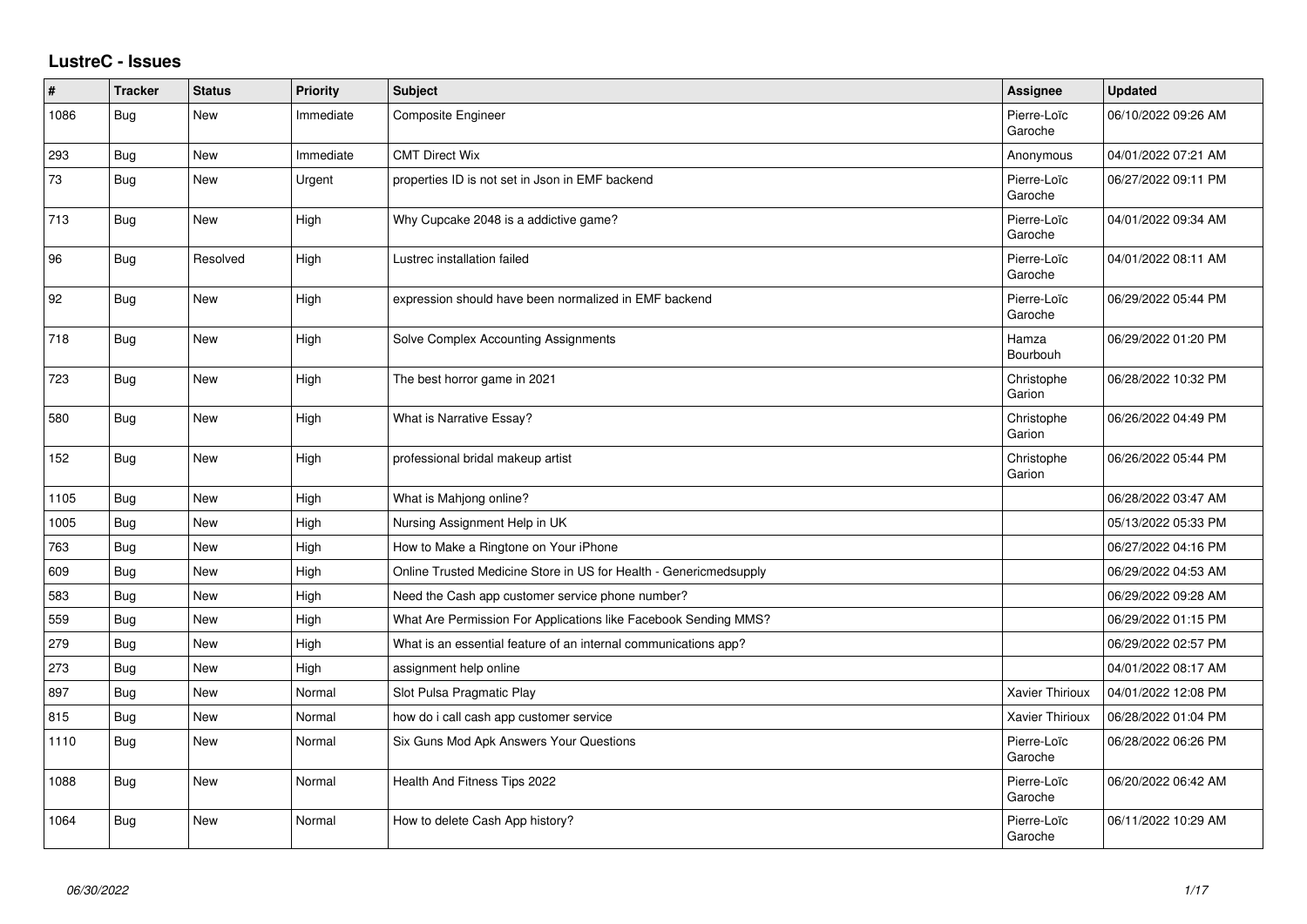# LustreC - Issues

| # | Tracker | Status | Priority | Subject | Assignee | Updated |
|---|---|---|---|---|---|---|
| 1086 | Bug | New | Immediate | Composite Engineer | Pierre-Loïc Garoche | 06/10/2022 09:26 AM |
| 293 | Bug | New | Immediate | CMT Direct Wix | Anonymous | 04/01/2022 07:21 AM |
| 73 | Bug | New | Urgent | properties ID is not set in Json in EMF backend | Pierre-Loïc Garoche | 06/27/2022 09:11 PM |
| 713 | Bug | New | High | Why Cupcake 2048 is a addictive game? | Pierre-Loïc Garoche | 04/01/2022 09:34 AM |
| 96 | Bug | Resolved | High | Lustrec installation failed | Pierre-Loïc Garoche | 04/01/2022 08:11 AM |
| 92 | Bug | New | High | expression should have been normalized in EMF backend | Pierre-Loïc Garoche | 06/29/2022 05:44 PM |
| 718 | Bug | New | High | Solve Complex Accounting Assignments | Hamza Bourbouh | 06/29/2022 01:20 PM |
| 723 | Bug | New | High | The best horror game in 2021 | Christophe Garion | 06/28/2022 10:32 PM |
| 580 | Bug | New | High | What is Narrative Essay? | Christophe Garion | 06/26/2022 04:49 PM |
| 152 | Bug | New | High | professional bridal makeup artist | Christophe Garion | 06/26/2022 05:44 PM |
| 1105 | Bug | New | High | What is Mahjong online? | | 06/28/2022 03:47 AM |
| 1005 | Bug | New | High | Nursing Assignment Help in UK | | 05/13/2022 05:33 PM |
| 763 | Bug | New | High | How to Make a Ringtone on Your iPhone | | 06/27/2022 04:16 PM |
| 609 | Bug | New | High | Online Trusted Medicine Store in US for Health - Genericmedsupply | | 06/29/2022 04:53 AM |
| 583 | Bug | New | High | Need the Cash app customer service phone number? | | 06/29/2022 09:28 AM |
| 559 | Bug | New | High | What Are Permission For Applications like Facebook Sending MMS? | | 06/29/2022 01:15 PM |
| 279 | Bug | New | High | What is an essential feature of an internal communications app? | | 06/29/2022 02:57 PM |
| 273 | Bug | New | High | assignment help online | | 04/01/2022 08:17 AM |
| 897 | Bug | New | Normal | Slot Pulsa Pragmatic Play | Xavier Thirioux | 04/01/2022 12:08 PM |
| 815 | Bug | New | Normal | how do i call cash app customer service | Xavier Thirioux | 06/28/2022 01:04 PM |
| 1110 | Bug | New | Normal | Six Guns Mod Apk Answers Your Questions | Pierre-Loïc Garoche | 06/28/2022 06:26 PM |
| 1088 | Bug | New | Normal | Health And Fitness Tips 2022 | Pierre-Loïc Garoche | 06/20/2022 06:42 AM |
| 1064 | Bug | New | Normal | How to delete Cash App history? | Pierre-Loïc Garoche | 06/11/2022 10:29 AM |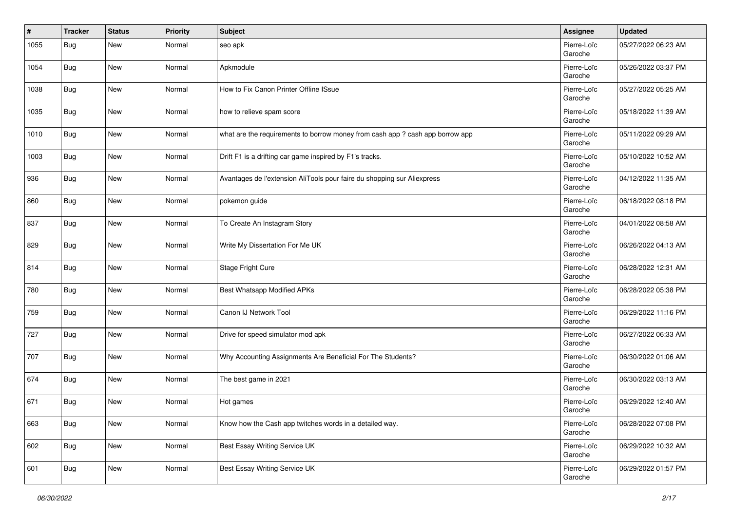| # | Tracker | Status | Priority | Subject | Assignee | Updated |
|---|---|---|---|---|---|---|
| 1055 | Bug | New | Normal | seo apk | Pierre-Loïc Garoche | 05/27/2022 06:23 AM |
| 1054 | Bug | New | Normal | Apkmodule | Pierre-Loïc Garoche | 05/26/2022 03:37 PM |
| 1038 | Bug | New | Normal | How to Fix Canon Printer Offline ISsue | Pierre-Loïc Garoche | 05/27/2022 05:25 AM |
| 1035 | Bug | New | Normal | how to relieve spam score | Pierre-Loïc Garoche | 05/18/2022 11:39 AM |
| 1010 | Bug | New | Normal | what are the requirements to borrow money from cash app ? cash app borrow app | Pierre-Loïc Garoche | 05/11/2022 09:29 AM |
| 1003 | Bug | New | Normal | Drift F1 is a drifting car game inspired by F1's tracks. | Pierre-Loïc Garoche | 05/10/2022 10:52 AM |
| 936 | Bug | New | Normal | Avantages de l'extension AliTools pour faire du shopping sur Aliexpress | Pierre-Loïc Garoche | 04/12/2022 11:35 AM |
| 860 | Bug | New | Normal | pokemon guide | Pierre-Loïc Garoche | 06/18/2022 08:18 PM |
| 837 | Bug | New | Normal | To Create An Instagram Story | Pierre-Loïc Garoche | 04/01/2022 08:58 AM |
| 829 | Bug | New | Normal | Write My Dissertation For Me UK | Pierre-Loïc Garoche | 06/26/2022 04:13 AM |
| 814 | Bug | New | Normal | Stage Fright Cure | Pierre-Loïc Garoche | 06/28/2022 12:31 AM |
| 780 | Bug | New | Normal | Best Whatsapp Modified APKs | Pierre-Loïc Garoche | 06/28/2022 05:38 PM |
| 759 | Bug | New | Normal | Canon IJ Network Tool | Pierre-Loïc Garoche | 06/29/2022 11:16 PM |
| 727 | Bug | New | Normal | Drive for speed simulator mod apk | Pierre-Loïc Garoche | 06/27/2022 06:33 AM |
| 707 | Bug | New | Normal | Why Accounting Assignments Are Beneficial For The Students? | Pierre-Loïc Garoche | 06/30/2022 01:06 AM |
| 674 | Bug | New | Normal | The best game in 2021 | Pierre-Loïc Garoche | 06/30/2022 03:13 AM |
| 671 | Bug | New | Normal | Hot games | Pierre-Loïc Garoche | 06/29/2022 12:40 AM |
| 663 | Bug | New | Normal | Know how the Cash app twitches words in a detailed way. | Pierre-Loïc Garoche | 06/28/2022 07:08 PM |
| 602 | Bug | New | Normal | Best Essay Writing Service UK | Pierre-Loïc Garoche | 06/29/2022 10:32 AM |
| 601 | Bug | New | Normal | Best Essay Writing Service UK | Pierre-Loïc Garoche | 06/29/2022 01:57 PM |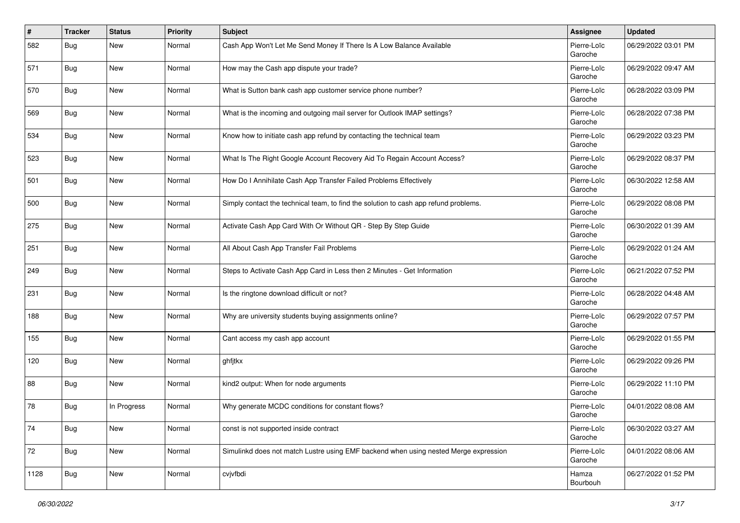| # | Tracker | Status | Priority | Subject | Assignee | Updated |
|---|---|---|---|---|---|---|
| 582 | Bug | New | Normal | Cash App Won't Let Me Send Money If There Is A Low Balance Available | Pierre-Loïc Garoche | 06/29/2022 03:01 PM |
| 571 | Bug | New | Normal | How may the Cash app dispute your trade? | Pierre-Loïc Garoche | 06/29/2022 09:47 AM |
| 570 | Bug | New | Normal | What is Sutton bank cash app customer service phone number? | Pierre-Loïc Garoche | 06/28/2022 03:09 PM |
| 569 | Bug | New | Normal | What is the incoming and outgoing mail server for Outlook IMAP settings? | Pierre-Loïc Garoche | 06/28/2022 07:38 PM |
| 534 | Bug | New | Normal | Know how to initiate cash app refund by contacting the technical team | Pierre-Loïc Garoche | 06/29/2022 03:23 PM |
| 523 | Bug | New | Normal | What Is The Right Google Account Recovery Aid To Regain Account Access? | Pierre-Loïc Garoche | 06/29/2022 08:37 PM |
| 501 | Bug | New | Normal | How Do I Annihilate Cash App Transfer Failed Problems Effectively | Pierre-Loïc Garoche | 06/30/2022 12:58 AM |
| 500 | Bug | New | Normal | Simply contact the technical team, to find the solution to cash app refund problems. | Pierre-Loïc Garoche | 06/29/2022 08:08 PM |
| 275 | Bug | New | Normal | Activate Cash App Card With Or Without QR - Step By Step Guide | Pierre-Loïc Garoche | 06/30/2022 01:39 AM |
| 251 | Bug | New | Normal | All About Cash App Transfer Fail Problems | Pierre-Loïc Garoche | 06/29/2022 01:24 AM |
| 249 | Bug | New | Normal | Steps to Activate Cash App Card in Less then 2 Minutes - Get Information | Pierre-Loïc Garoche | 06/21/2022 07:52 PM |
| 231 | Bug | New | Normal | Is the ringtone download difficult or not? | Pierre-Loïc Garoche | 06/28/2022 04:48 AM |
| 188 | Bug | New | Normal | Why are university students buying assignments online? | Pierre-Loïc Garoche | 06/29/2022 07:57 PM |
| 155 | Bug | New | Normal | Cant access my cash app account | Pierre-Loïc Garoche | 06/29/2022 01:55 PM |
| 120 | Bug | New | Normal | ghfjtkx | Pierre-Loïc Garoche | 06/29/2022 09:26 PM |
| 88 | Bug | New | Normal | kind2 output: When for node arguments | Pierre-Loïc Garoche | 06/29/2022 11:10 PM |
| 78 | Bug | In Progress | Normal | Why generate MCDC conditions for constant flows? | Pierre-Loïc Garoche | 04/01/2022 08:08 AM |
| 74 | Bug | New | Normal | const is not supported inside contract | Pierre-Loïc Garoche | 06/30/2022 03:27 AM |
| 72 | Bug | New | Normal | Simulinkd does not match Lustre using EMF backend when using nested Merge expression | Pierre-Loïc Garoche | 04/01/2022 08:06 AM |
| 1128 | Bug | New | Normal | cvjvfbdi | Hamza Bourbouh | 06/27/2022 01:52 PM |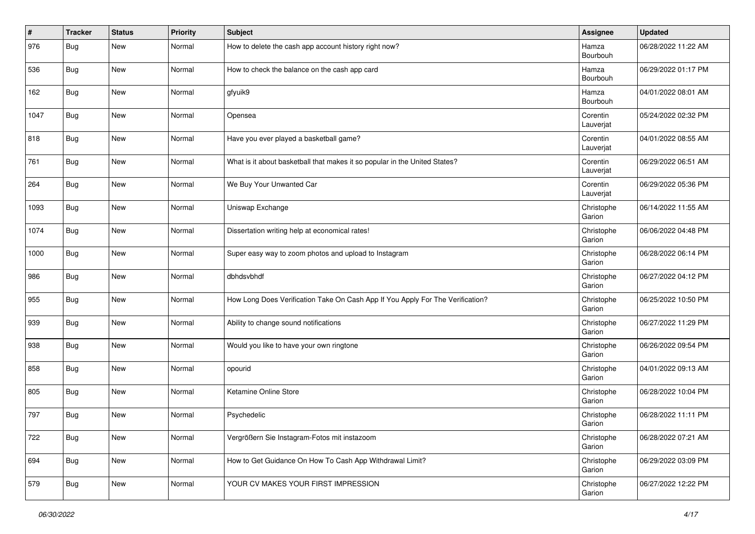| # | Tracker | Status | Priority | Subject | Assignee | Updated |
|---|---|---|---|---|---|---|
| 976 | Bug | New | Normal | How to delete the cash app account history right now? | Hamza Bourbouh | 06/28/2022 11:22 AM |
| 536 | Bug | New | Normal | How to check the balance on the cash app card | Hamza Bourbouh | 06/29/2022 01:17 PM |
| 162 | Bug | New | Normal | gfyuik9 | Hamza Bourbouh | 04/01/2022 08:01 AM |
| 1047 | Bug | New | Normal | Opensea | Corentin Lauverjat | 05/24/2022 02:32 PM |
| 818 | Bug | New | Normal | Have you ever played a basketball game? | Corentin Lauverjat | 04/01/2022 08:55 AM |
| 761 | Bug | New | Normal | What is it about basketball that makes it so popular in the United States? | Corentin Lauverjat | 06/29/2022 06:51 AM |
| 264 | Bug | New | Normal | We Buy Your Unwanted Car | Corentin Lauverjat | 06/29/2022 05:36 PM |
| 1093 | Bug | New | Normal | Uniswap Exchange | Christophe Garion | 06/14/2022 11:55 AM |
| 1074 | Bug | New | Normal | Dissertation writing help at economical rates! | Christophe Garion | 06/06/2022 04:48 PM |
| 1000 | Bug | New | Normal | Super easy way to zoom photos and upload to Instagram | Christophe Garion | 06/28/2022 06:14 PM |
| 986 | Bug | New | Normal | dbhdsvbhdf | Christophe Garion | 06/27/2022 04:12 PM |
| 955 | Bug | New | Normal | How Long Does Verification Take On Cash App If You Apply For The Verification? | Christophe Garion | 06/25/2022 10:50 PM |
| 939 | Bug | New | Normal | Ability to change sound notifications | Christophe Garion | 06/27/2022 11:29 PM |
| 938 | Bug | New | Normal | Would you like to have your own ringtone | Christophe Garion | 06/26/2022 09:54 PM |
| 858 | Bug | New | Normal | opourid | Christophe Garion | 04/01/2022 09:13 AM |
| 805 | Bug | New | Normal | Ketamine Online Store | Christophe Garion | 06/28/2022 10:04 PM |
| 797 | Bug | New | Normal | Psychedelic | Christophe Garion | 06/28/2022 11:11 PM |
| 722 | Bug | New | Normal | Vergrößern Sie Instagram-Fotos mit instazoom | Christophe Garion | 06/28/2022 07:21 AM |
| 694 | Bug | New | Normal | How to Get Guidance On How To Cash App Withdrawal Limit? | Christophe Garion | 06/29/2022 03:09 PM |
| 579 | Bug | New | Normal | YOUR CV MAKES YOUR FIRST IMPRESSION | Christophe Garion | 06/27/2022 12:22 PM |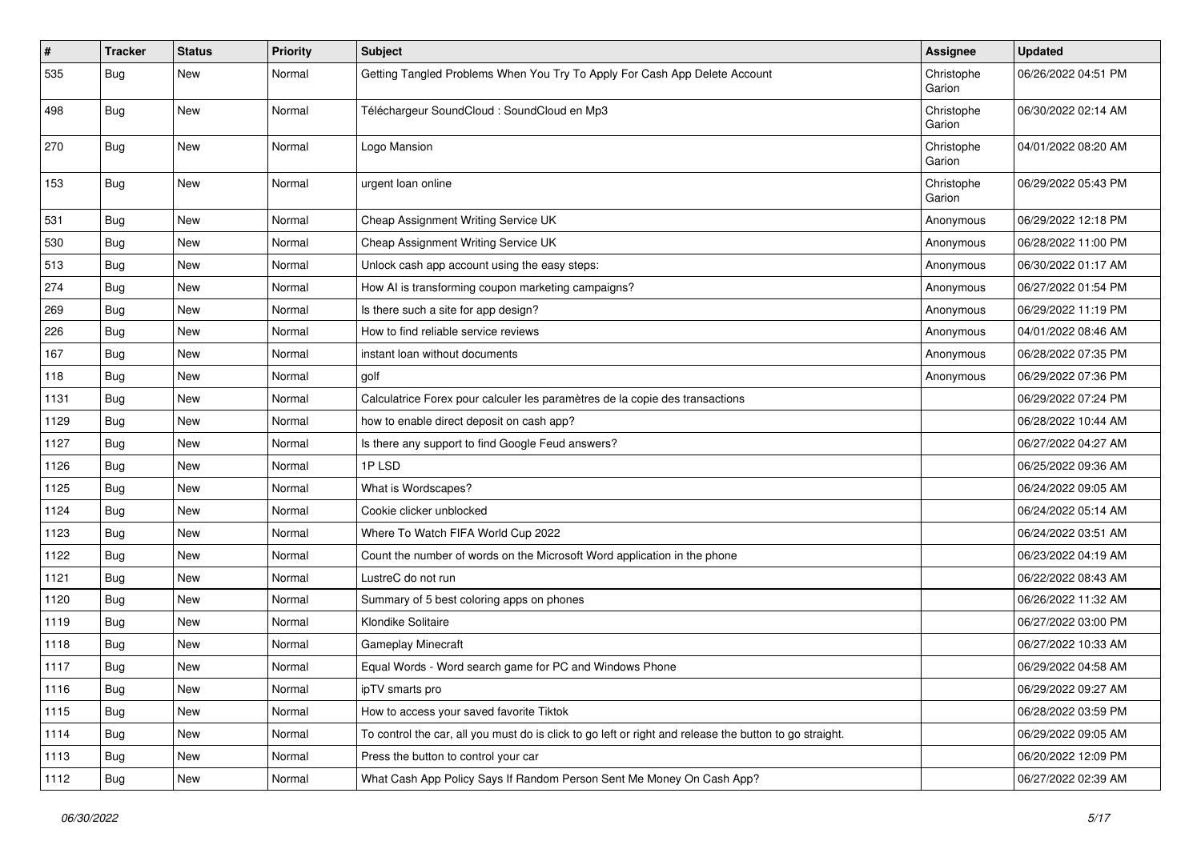| # | Tracker | Status | Priority | Subject | Assignee | Updated |
|---|---|---|---|---|---|---|
| 535 | Bug | New | Normal | Getting Tangled Problems When You Try To Apply For Cash App Delete Account | Christophe Garion | 06/26/2022 04:51 PM |
| 498 | Bug | New | Normal | Téléchargeur SoundCloud : SoundCloud en Mp3 | Christophe Garion | 06/30/2022 02:14 AM |
| 270 | Bug | New | Normal | Logo Mansion | Christophe Garion | 04/01/2022 08:20 AM |
| 153 | Bug | New | Normal | urgent loan online | Christophe Garion | 06/29/2022 05:43 PM |
| 531 | Bug | New | Normal | Cheap Assignment Writing Service UK | Anonymous | 06/29/2022 12:18 PM |
| 530 | Bug | New | Normal | Cheap Assignment Writing Service UK | Anonymous | 06/28/2022 11:00 PM |
| 513 | Bug | New | Normal | Unlock cash app account using the easy steps: | Anonymous | 06/30/2022 01:17 AM |
| 274 | Bug | New | Normal | How AI is transforming coupon marketing campaigns? | Anonymous | 06/27/2022 01:54 PM |
| 269 | Bug | New | Normal | Is there such a site for app design? | Anonymous | 06/29/2022 11:19 PM |
| 226 | Bug | New | Normal | How to find reliable service reviews | Anonymous | 04/01/2022 08:46 AM |
| 167 | Bug | New | Normal | instant loan without documents | Anonymous | 06/28/2022 07:35 PM |
| 118 | Bug | New | Normal | golf | Anonymous | 06/29/2022 07:36 PM |
| 1131 | Bug | New | Normal | Calculatrice Forex pour calculer les paramètres de la copie des transactions | | 06/29/2022 07:24 PM |
| 1129 | Bug | New | Normal | how to enable direct deposit on cash app? | | 06/28/2022 10:44 AM |
| 1127 | Bug | New | Normal | Is there any support to find Google Feud answers? | | 06/27/2022 04:27 AM |
| 1126 | Bug | New | Normal | 1P LSD | | 06/25/2022 09:36 AM |
| 1125 | Bug | New | Normal | What is Wordscapes? | | 06/24/2022 09:05 AM |
| 1124 | Bug | New | Normal | Cookie clicker unblocked | | 06/24/2022 05:14 AM |
| 1123 | Bug | New | Normal | Where To Watch FIFA World Cup 2022 | | 06/24/2022 03:51 AM |
| 1122 | Bug | New | Normal | Count the number of words on the Microsoft Word application in the phone | | 06/23/2022 04:19 AM |
| 1121 | Bug | New | Normal | LustreC do not run | | 06/22/2022 08:43 AM |
| 1120 | Bug | New | Normal | Summary of 5 best coloring apps on phones | | 06/26/2022 11:32 AM |
| 1119 | Bug | New | Normal | Klondike Solitaire | | 06/27/2022 03:00 PM |
| 1118 | Bug | New | Normal | Gameplay Minecraft | | 06/27/2022 10:33 AM |
| 1117 | Bug | New | Normal | Equal Words - Word search game for PC and Windows Phone | | 06/29/2022 04:58 AM |
| 1116 | Bug | New | Normal | ipTV smarts pro | | 06/29/2022 09:27 AM |
| 1115 | Bug | New | Normal | How to access your saved favorite Tiktok | | 06/28/2022 03:59 PM |
| 1114 | Bug | New | Normal | To control the car, all you must do is click to go left or right and release the button to go straight. | | 06/29/2022 09:05 AM |
| 1113 | Bug | New | Normal | Press the button to control your car | | 06/20/2022 12:09 PM |
| 1112 | Bug | New | Normal | What Cash App Policy Says If Random Person Sent Me Money On Cash App? | | 06/27/2022 02:39 AM |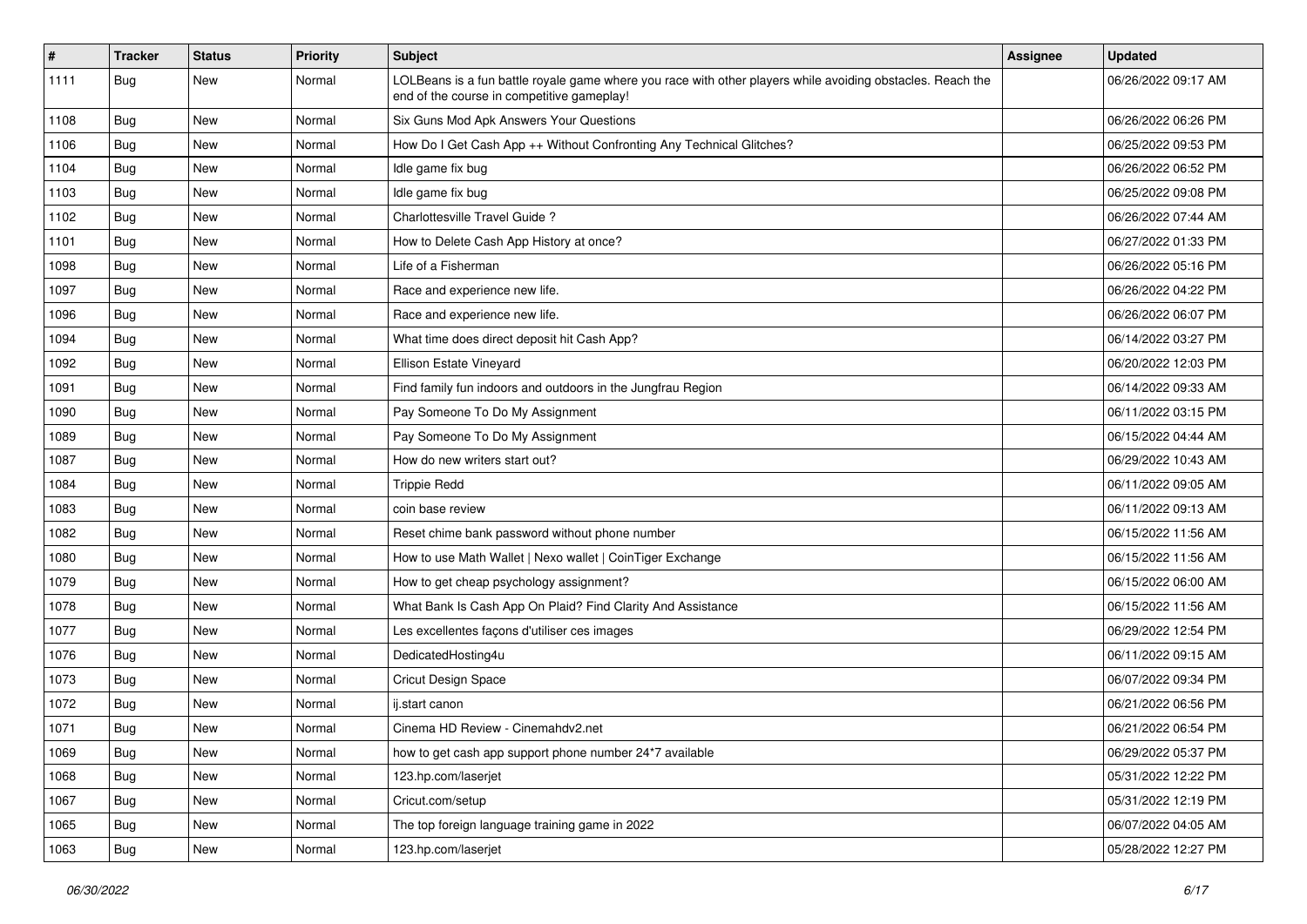| # | Tracker | Status | Priority | Subject | Assignee | Updated |
|---|---|---|---|---|---|---|
| 1111 | Bug | New | Normal | LOLBeans is a fun battle royale game where you race with other players while avoiding obstacles. Reach the end of the course in competitive gameplay! | | 06/26/2022 09:17 AM |
| 1108 | Bug | New | Normal | Six Guns Mod Apk Answers Your Questions | | 06/26/2022 06:26 PM |
| 1106 | Bug | New | Normal | How Do I Get Cash App ++ Without Confronting Any Technical Glitches? | | 06/25/2022 09:53 PM |
| 1104 | Bug | New | Normal | Idle game fix bug | | 06/26/2022 06:52 PM |
| 1103 | Bug | New | Normal | Idle game fix bug | | 06/25/2022 09:08 PM |
| 1102 | Bug | New | Normal | Charlottesville Travel Guide ? | | 06/26/2022 07:44 AM |
| 1101 | Bug | New | Normal | How to Delete Cash App History at once? | | 06/27/2022 01:33 PM |
| 1098 | Bug | New | Normal | Life of a Fisherman | | 06/26/2022 05:16 PM |
| 1097 | Bug | New | Normal | Race and experience new life. | | 06/26/2022 04:22 PM |
| 1096 | Bug | New | Normal | Race and experience new life. | | 06/26/2022 06:07 PM |
| 1094 | Bug | New | Normal | What time does direct deposit hit Cash App? | | 06/14/2022 03:27 PM |
| 1092 | Bug | New | Normal | Ellison Estate Vineyard | | 06/20/2022 12:03 PM |
| 1091 | Bug | New | Normal | Find family fun indoors and outdoors in the Jungfrau Region | | 06/14/2022 09:33 AM |
| 1090 | Bug | New | Normal | Pay Someone To Do My Assignment | | 06/11/2022 03:15 PM |
| 1089 | Bug | New | Normal | Pay Someone To Do My Assignment | | 06/15/2022 04:44 AM |
| 1087 | Bug | New | Normal | How do new writers start out? | | 06/29/2022 10:43 AM |
| 1084 | Bug | New | Normal | Trippie Redd | | 06/11/2022 09:05 AM |
| 1083 | Bug | New | Normal | coin base review | | 06/11/2022 09:13 AM |
| 1082 | Bug | New | Normal | Reset chime bank password without phone number | | 06/15/2022 11:56 AM |
| 1080 | Bug | New | Normal | How to use Math Wallet \| Nexo wallet \| CoinTiger Exchange | | 06/15/2022 11:56 AM |
| 1079 | Bug | New | Normal | How to get cheap psychology assignment? | | 06/15/2022 06:00 AM |
| 1078 | Bug | New | Normal | What Bank Is Cash App On Plaid? Find Clarity And Assistance | | 06/15/2022 11:56 AM |
| 1077 | Bug | New | Normal | Les excellentes façons d'utiliser ces images | | 06/29/2022 12:54 PM |
| 1076 | Bug | New | Normal | DedicatedHosting4u | | 06/11/2022 09:15 AM |
| 1073 | Bug | New | Normal | Cricut Design Space | | 06/07/2022 09:34 PM |
| 1072 | Bug | New | Normal | ij.start canon | | 06/21/2022 06:56 PM |
| 1071 | Bug | New | Normal | Cinema HD Review - Cinemahdv2.net | | 06/21/2022 06:54 PM |
| 1069 | Bug | New | Normal | how to get cash app support phone number 24*7 available | | 06/29/2022 05:37 PM |
| 1068 | Bug | New | Normal | 123.hp.com/laserjet | | 05/31/2022 12:22 PM |
| 1067 | Bug | New | Normal | Cricut.com/setup | | 05/31/2022 12:19 PM |
| 1065 | Bug | New | Normal | The top foreign language training game in 2022 | | 06/07/2022 04:05 AM |
| 1063 | Bug | New | Normal | 123.hp.com/laserjet | | 05/28/2022 12:27 PM |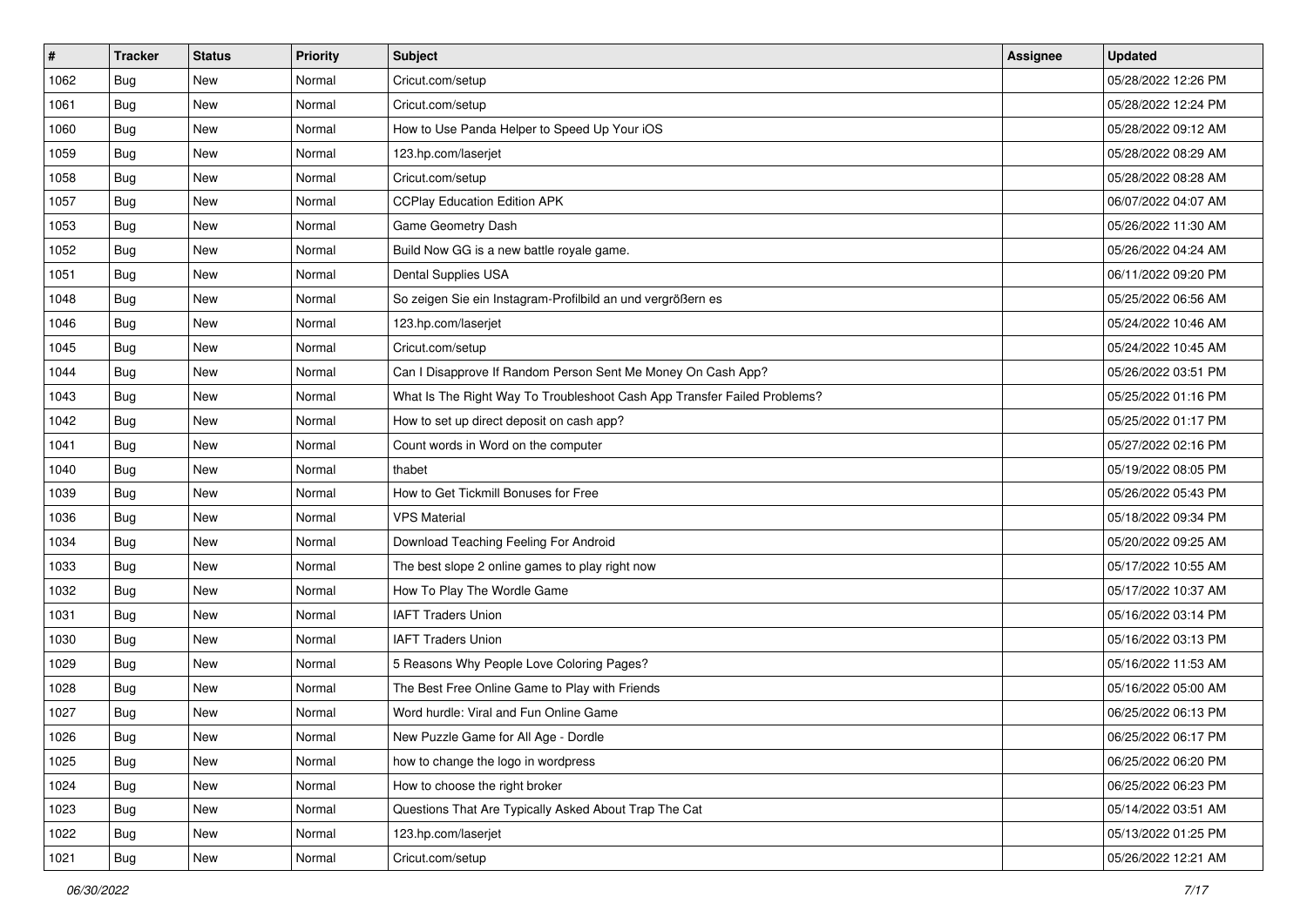| # | Tracker | Status | Priority | Subject | Assignee | Updated |
|---|---|---|---|---|---|---|
| 1062 | Bug | New | Normal | Cricut.com/setup | | 05/28/2022 12:26 PM |
| 1061 | Bug | New | Normal | Cricut.com/setup | | 05/28/2022 12:24 PM |
| 1060 | Bug | New | Normal | How to Use Panda Helper to Speed Up Your iOS | | 05/28/2022 09:12 AM |
| 1059 | Bug | New | Normal | 123.hp.com/laserjet | | 05/28/2022 08:29 AM |
| 1058 | Bug | New | Normal | Cricut.com/setup | | 05/28/2022 08:28 AM |
| 1057 | Bug | New | Normal | CCPlay Education Edition APK | | 06/07/2022 04:07 AM |
| 1053 | Bug | New | Normal | Game Geometry Dash | | 05/26/2022 11:30 AM |
| 1052 | Bug | New | Normal | Build Now GG is a new battle royale game. | | 05/26/2022 04:24 AM |
| 1051 | Bug | New | Normal | Dental Supplies USA | | 06/11/2022 09:20 PM |
| 1048 | Bug | New | Normal | So zeigen Sie ein Instagram-Profilbild an und vergrößern es | | 05/25/2022 06:56 AM |
| 1046 | Bug | New | Normal | 123.hp.com/laserjet | | 05/24/2022 10:46 AM |
| 1045 | Bug | New | Normal | Cricut.com/setup | | 05/24/2022 10:45 AM |
| 1044 | Bug | New | Normal | Can I Disapprove If Random Person Sent Me Money On Cash App? | | 05/26/2022 03:51 PM |
| 1043 | Bug | New | Normal | What Is The Right Way To Troubleshoot Cash App Transfer Failed Problems? | | 05/25/2022 01:16 PM |
| 1042 | Bug | New | Normal | How to set up direct deposit on cash app? | | 05/25/2022 01:17 PM |
| 1041 | Bug | New | Normal | Count words in Word on the computer | | 05/27/2022 02:16 PM |
| 1040 | Bug | New | Normal | thabet | | 05/19/2022 08:05 PM |
| 1039 | Bug | New | Normal | How to Get Tickmill Bonuses for Free | | 05/26/2022 05:43 PM |
| 1036 | Bug | New | Normal | VPS Material | | 05/18/2022 09:34 PM |
| 1034 | Bug | New | Normal | Download Teaching Feeling For Android | | 05/20/2022 09:25 AM |
| 1033 | Bug | New | Normal | The best slope 2 online games to play right now | | 05/17/2022 10:55 AM |
| 1032 | Bug | New | Normal | How To Play The Wordle Game | | 05/17/2022 10:37 AM |
| 1031 | Bug | New | Normal | IAFT Traders Union | | 05/16/2022 03:14 PM |
| 1030 | Bug | New | Normal | IAFT Traders Union | | 05/16/2022 03:13 PM |
| 1029 | Bug | New | Normal | 5 Reasons Why People Love Coloring Pages? | | 05/16/2022 11:53 AM |
| 1028 | Bug | New | Normal | The Best Free Online Game to Play with Friends | | 05/16/2022 05:00 AM |
| 1027 | Bug | New | Normal | Word hurdle: Viral and Fun Online Game | | 06/25/2022 06:13 PM |
| 1026 | Bug | New | Normal | New Puzzle Game for All Age - Dordle | | 06/25/2022 06:17 PM |
| 1025 | Bug | New | Normal | how to change the logo in wordpress | | 06/25/2022 06:20 PM |
| 1024 | Bug | New | Normal | How to choose the right broker | | 06/25/2022 06:23 PM |
| 1023 | Bug | New | Normal | Questions That Are Typically Asked About Trap The Cat | | 05/14/2022 03:51 AM |
| 1022 | Bug | New | Normal | 123.hp.com/laserjet | | 05/13/2022 01:25 PM |
| 1021 | Bug | New | Normal | Cricut.com/setup | | 05/26/2022 12:21 AM |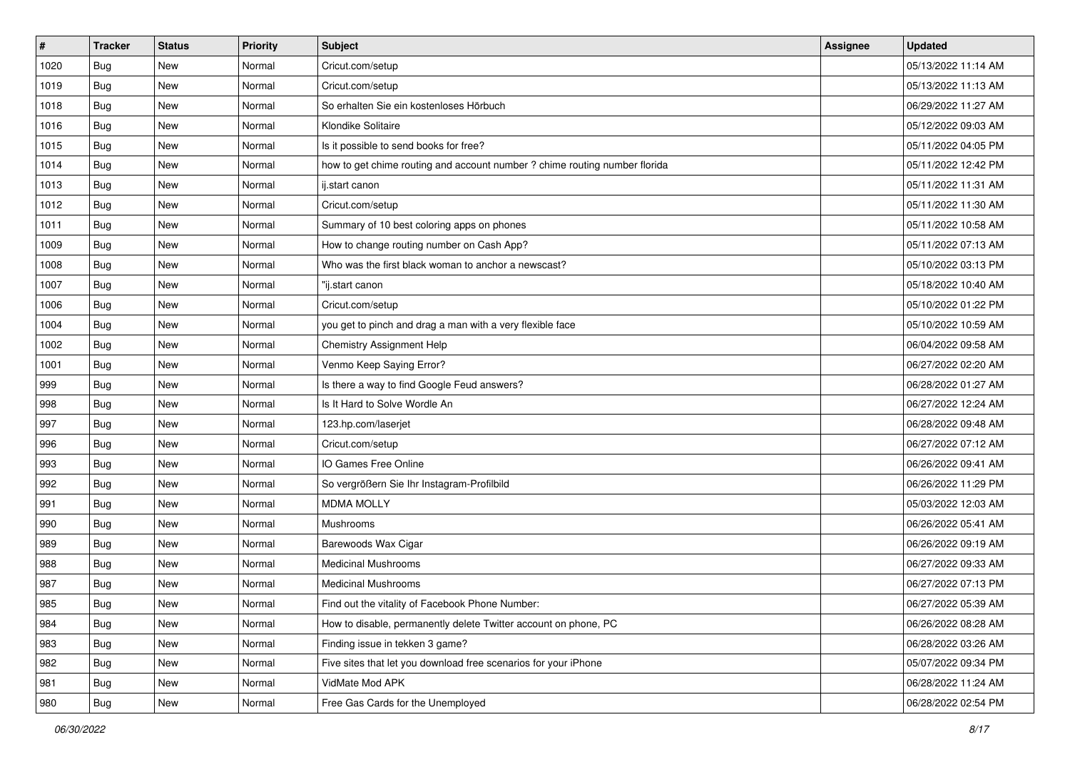| # | Tracker | Status | Priority | Subject | Assignee | Updated |
| --- | --- | --- | --- | --- | --- | --- |
| 1020 | Bug | New | Normal | Cricut.com/setup | | 05/13/2022 11:14 AM |
| 1019 | Bug | New | Normal | Cricut.com/setup | | 05/13/2022 11:13 AM |
| 1018 | Bug | New | Normal | So erhalten Sie ein kostenloses Hörbuch | | 06/29/2022 11:27 AM |
| 1016 | Bug | New | Normal | Klondike Solitaire | | 05/12/2022 09:03 AM |
| 1015 | Bug | New | Normal | Is it possible to send books for free? | | 05/11/2022 04:05 PM |
| 1014 | Bug | New | Normal | how to get chime routing and account number ? chime routing number florida | | 05/11/2022 12:42 PM |
| 1013 | Bug | New | Normal | ij.start canon | | 05/11/2022 11:31 AM |
| 1012 | Bug | New | Normal | Cricut.com/setup | | 05/11/2022 11:30 AM |
| 1011 | Bug | New | Normal | Summary of 10 best coloring apps on phones | | 05/11/2022 10:58 AM |
| 1009 | Bug | New | Normal | How to change routing number on Cash App? | | 05/11/2022 07:13 AM |
| 1008 | Bug | New | Normal | Who was the first black woman to anchor a newscast? | | 05/10/2022 03:13 PM |
| 1007 | Bug | New | Normal | "ij.start canon | | 05/18/2022 10:40 AM |
| 1006 | Bug | New | Normal | Cricut.com/setup | | 05/10/2022 01:22 PM |
| 1004 | Bug | New | Normal | you get to pinch and drag a man with a very flexible face | | 05/10/2022 10:59 AM |
| 1002 | Bug | New | Normal | Chemistry Assignment Help | | 06/04/2022 09:58 AM |
| 1001 | Bug | New | Normal | Venmo Keep Saying Error? | | 06/27/2022 02:20 AM |
| 999 | Bug | New | Normal | Is there a way to find Google Feud answers? | | 06/28/2022 01:27 AM |
| 998 | Bug | New | Normal | Is It Hard to Solve Wordle An | | 06/27/2022 12:24 AM |
| 997 | Bug | New | Normal | 123.hp.com/laserjet | | 06/28/2022 09:48 AM |
| 996 | Bug | New | Normal | Cricut.com/setup | | 06/27/2022 07:12 AM |
| 993 | Bug | New | Normal | IO Games Free Online | | 06/26/2022 09:41 AM |
| 992 | Bug | New | Normal | So vergrößern Sie Ihr Instagram-Profilbild | | 06/26/2022 11:29 PM |
| 991 | Bug | New | Normal | MDMA MOLLY | | 05/03/2022 12:03 AM |
| 990 | Bug | New | Normal | Mushrooms | | 06/26/2022 05:41 AM |
| 989 | Bug | New | Normal | Barewoods Wax Cigar | | 06/26/2022 09:19 AM |
| 988 | Bug | New | Normal | Medicinal Mushrooms | | 06/27/2022 09:33 AM |
| 987 | Bug | New | Normal | Medicinal Mushrooms | | 06/27/2022 07:13 PM |
| 985 | Bug | New | Normal | Find out the vitality of Facebook Phone Number: | | 06/27/2022 05:39 AM |
| 984 | Bug | New | Normal | How to disable, permanently delete Twitter account on phone, PC | | 06/26/2022 08:28 AM |
| 983 | Bug | New | Normal | Finding issue in tekken 3 game? | | 06/28/2022 03:26 AM |
| 982 | Bug | New | Normal | Five sites that let you download free scenarios for your iPhone | | 05/07/2022 09:34 PM |
| 981 | Bug | New | Normal | VidMate Mod APK | | 06/28/2022 11:24 AM |
| 980 | Bug | New | Normal | Free Gas Cards for the Unemployed | | 06/28/2022 02:54 PM |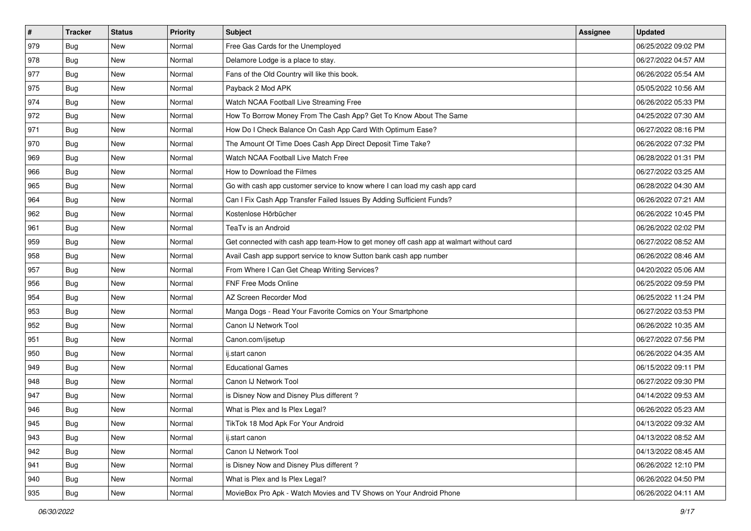| # | Tracker | Status | Priority | Subject | Assignee | Updated |
|---|---|---|---|---|---|---|
| 979 | Bug | New | Normal | Free Gas Cards for the Unemployed | | 06/25/2022 09:02 PM |
| 978 | Bug | New | Normal | Delamore Lodge is a place to stay. | | 06/27/2022 04:57 AM |
| 977 | Bug | New | Normal | Fans of the Old Country will like this book. | | 06/26/2022 05:54 AM |
| 975 | Bug | New | Normal | Payback 2 Mod APK | | 05/05/2022 10:56 AM |
| 974 | Bug | New | Normal | Watch NCAA Football Live Streaming Free | | 06/26/2022 05:33 PM |
| 972 | Bug | New | Normal | How To Borrow Money From The Cash App? Get To Know About The Same | | 04/25/2022 07:30 AM |
| 971 | Bug | New | Normal | How Do I Check Balance On Cash App Card With Optimum Ease? | | 06/27/2022 08:16 PM |
| 970 | Bug | New | Normal | The Amount Of Time Does Cash App Direct Deposit Time Take? | | 06/26/2022 07:32 PM |
| 969 | Bug | New | Normal | Watch NCAA Football Live Match Free | | 06/28/2022 01:31 PM |
| 966 | Bug | New | Normal | How to Download the Filmes | | 06/27/2022 03:25 AM |
| 965 | Bug | New | Normal | Go with cash app customer service to know where I can load my cash app card | | 06/28/2022 04:30 AM |
| 964 | Bug | New | Normal | Can I Fix Cash App Transfer Failed Issues By Adding Sufficient Funds? | | 06/26/2022 07:21 AM |
| 962 | Bug | New | Normal | Kostenlose Hörbücher | | 06/26/2022 10:45 PM |
| 961 | Bug | New | Normal | TeaTv is an Android | | 06/26/2022 02:02 PM |
| 959 | Bug | New | Normal | Get connected with cash app team-How to get money off cash app at walmart without card | | 06/27/2022 08:52 AM |
| 958 | Bug | New | Normal | Avail Cash app support service to know Sutton bank cash app number | | 06/26/2022 08:46 AM |
| 957 | Bug | New | Normal | From Where I Can Get Cheap Writing Services? | | 04/20/2022 05:06 AM |
| 956 | Bug | New | Normal | FNF Free Mods Online | | 06/25/2022 09:59 PM |
| 954 | Bug | New | Normal | AZ Screen Recorder Mod | | 06/25/2022 11:24 PM |
| 953 | Bug | New | Normal | Manga Dogs - Read Your Favorite Comics on Your Smartphone | | 06/27/2022 03:53 PM |
| 952 | Bug | New | Normal | Canon IJ Network Tool | | 06/26/2022 10:35 AM |
| 951 | Bug | New | Normal | Canon.com/ijsetup | | 06/27/2022 07:56 PM |
| 950 | Bug | New | Normal | ij.start canon | | 06/26/2022 04:35 AM |
| 949 | Bug | New | Normal | Educational Games | | 06/15/2022 09:11 PM |
| 948 | Bug | New | Normal | Canon IJ Network Tool | | 06/27/2022 09:30 PM |
| 947 | Bug | New | Normal | is Disney Now and Disney Plus different ? | | 04/14/2022 09:53 AM |
| 946 | Bug | New | Normal | What is Plex and Is Plex Legal? | | 06/26/2022 05:23 AM |
| 945 | Bug | New | Normal | TikTok 18 Mod Apk For Your Android | | 04/13/2022 09:32 AM |
| 943 | Bug | New | Normal | ij.start canon | | 04/13/2022 08:52 AM |
| 942 | Bug | New | Normal | Canon IJ Network Tool | | 04/13/2022 08:45 AM |
| 941 | Bug | New | Normal | is Disney Now and Disney Plus different ? | | 06/26/2022 12:10 PM |
| 940 | Bug | New | Normal | What is Plex and Is Plex Legal? | | 06/26/2022 04:50 PM |
| 935 | Bug | New | Normal | MovieBox Pro Apk - Watch Movies and TV Shows on Your Android Phone | | 06/26/2022 04:11 AM |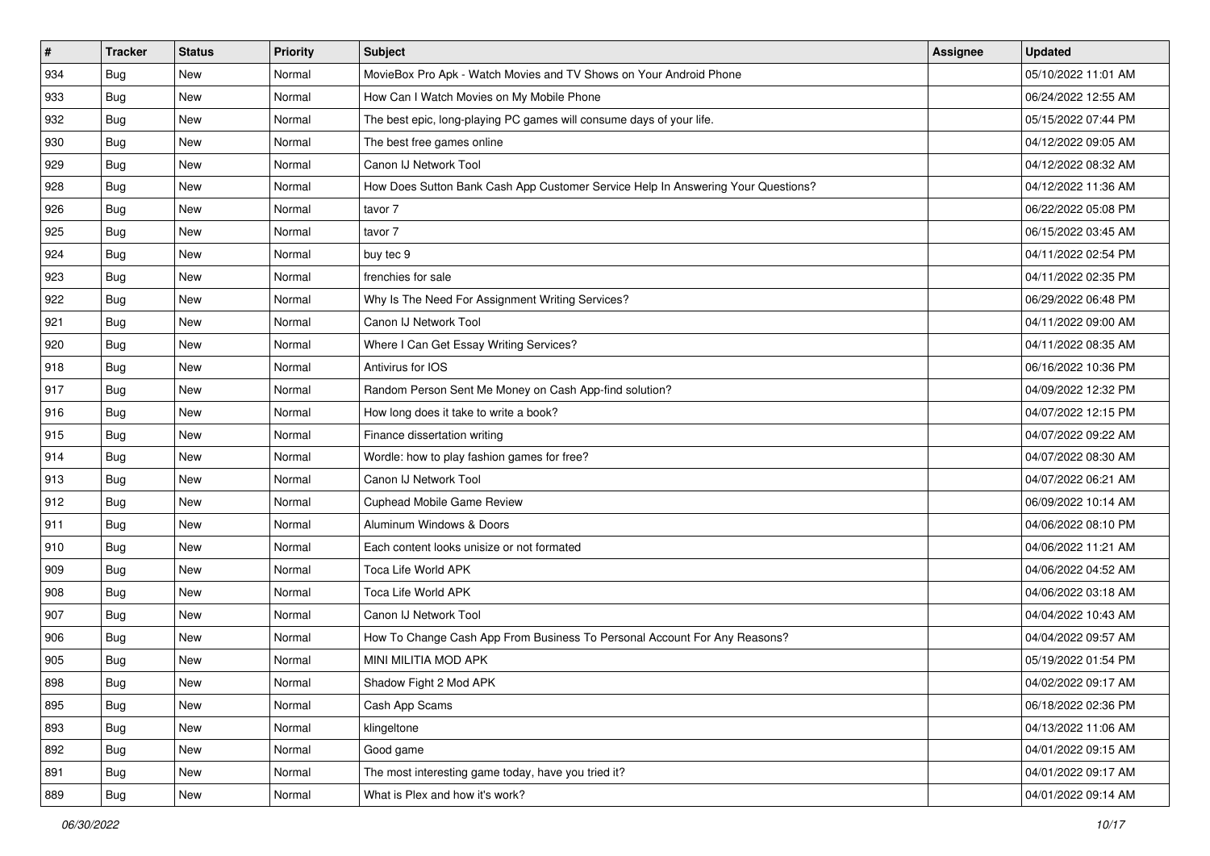| # | Tracker | Status | Priority | Subject | Assignee | Updated |
| --- | --- | --- | --- | --- | --- | --- |
| 934 | Bug | New | Normal | MovieBox Pro Apk - Watch Movies and TV Shows on Your Android Phone | | 05/10/2022 11:01 AM |
| 933 | Bug | New | Normal | How Can I Watch Movies on My Mobile Phone | | 06/24/2022 12:55 AM |
| 932 | Bug | New | Normal | The best epic, long-playing PC games will consume days of your life. | | 05/15/2022 07:44 PM |
| 930 | Bug | New | Normal | The best free games online | | 04/12/2022 09:05 AM |
| 929 | Bug | New | Normal | Canon IJ Network Tool | | 04/12/2022 08:32 AM |
| 928 | Bug | New | Normal | How Does Sutton Bank Cash App Customer Service Help In Answering Your Questions? | | 04/12/2022 11:36 AM |
| 926 | Bug | New | Normal | tavor 7 | | 06/22/2022 05:08 PM |
| 925 | Bug | New | Normal | tavor 7 | | 06/15/2022 03:45 AM |
| 924 | Bug | New | Normal | buy tec 9 | | 04/11/2022 02:54 PM |
| 923 | Bug | New | Normal | frenchies for sale | | 04/11/2022 02:35 PM |
| 922 | Bug | New | Normal | Why Is The Need For Assignment Writing Services? | | 06/29/2022 06:48 PM |
| 921 | Bug | New | Normal | Canon IJ Network Tool | | 04/11/2022 09:00 AM |
| 920 | Bug | New | Normal | Where I Can Get Essay Writing Services? | | 04/11/2022 08:35 AM |
| 918 | Bug | New | Normal | Antivirus for IOS | | 06/16/2022 10:36 PM |
| 917 | Bug | New | Normal | Random Person Sent Me Money on Cash App-find solution? | | 04/09/2022 12:32 PM |
| 916 | Bug | New | Normal | How long does it take to write a book? | | 04/07/2022 12:15 PM |
| 915 | Bug | New | Normal | Finance dissertation writing | | 04/07/2022 09:22 AM |
| 914 | Bug | New | Normal | Wordle: how to play fashion games for free? | | 04/07/2022 08:30 AM |
| 913 | Bug | New | Normal | Canon IJ Network Tool | | 04/07/2022 06:21 AM |
| 912 | Bug | New | Normal | Cuphead Mobile Game Review | | 06/09/2022 10:14 AM |
| 911 | Bug | New | Normal | Aluminum Windows & Doors | | 04/06/2022 08:10 PM |
| 910 | Bug | New | Normal | Each content looks unisize or not formated | | 04/06/2022 11:21 AM |
| 909 | Bug | New | Normal | Toca Life World APK | | 04/06/2022 04:52 AM |
| 908 | Bug | New | Normal | Toca Life World APK | | 04/06/2022 03:18 AM |
| 907 | Bug | New | Normal | Canon IJ Network Tool | | 04/04/2022 10:43 AM |
| 906 | Bug | New | Normal | How To Change Cash App From Business To Personal Account For Any Reasons? | | 04/04/2022 09:57 AM |
| 905 | Bug | New | Normal | MINI MILITIA MOD APK | | 05/19/2022 01:54 PM |
| 898 | Bug | New | Normal | Shadow Fight 2 Mod APK | | 04/02/2022 09:17 AM |
| 895 | Bug | New | Normal | Cash App Scams | | 06/18/2022 02:36 PM |
| 893 | Bug | New | Normal | klingeltone | | 04/13/2022 11:06 AM |
| 892 | Bug | New | Normal | Good game | | 04/01/2022 09:15 AM |
| 891 | Bug | New | Normal | The most interesting game today, have you tried it? | | 04/01/2022 09:17 AM |
| 889 | Bug | New | Normal | What is Plex and how it's work? | | 04/01/2022 09:14 AM |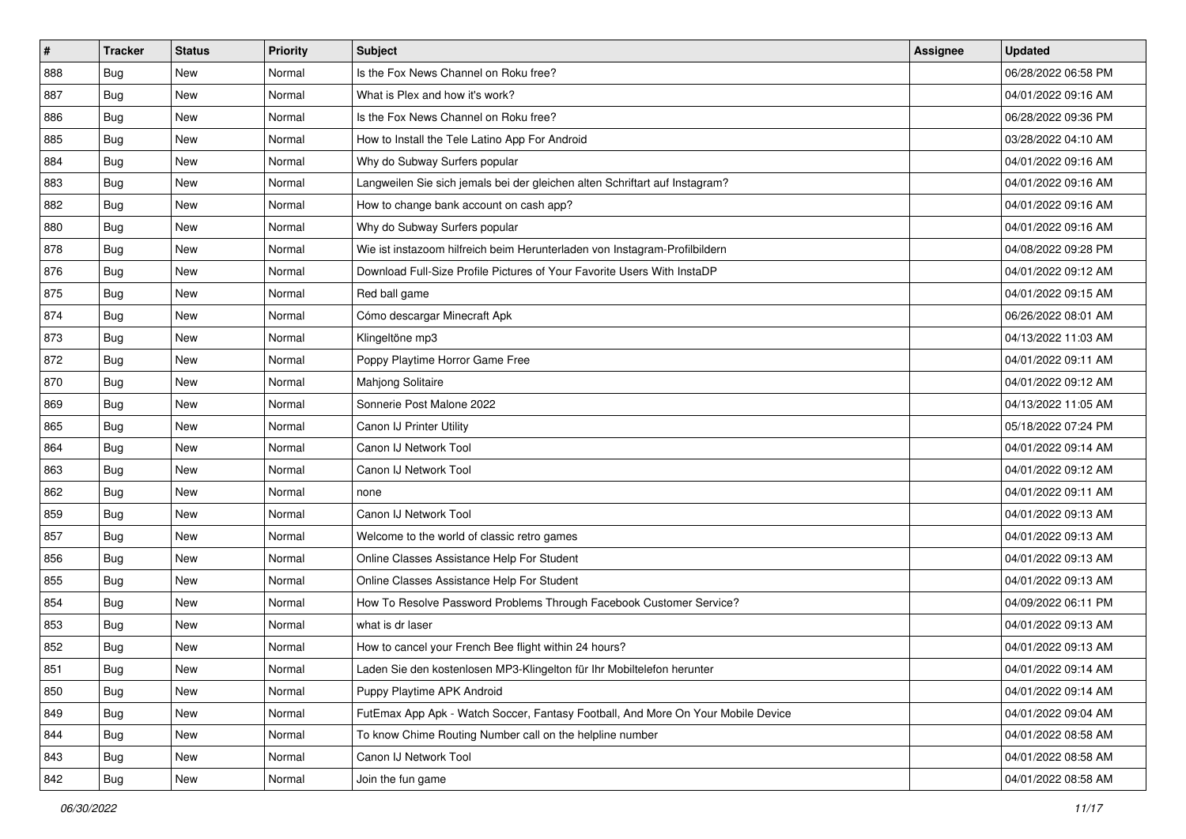| # | Tracker | Status | Priority | Subject | Assignee | Updated |
|---|---|---|---|---|---|---|
| 888 | Bug | New | Normal | Is the Fox News Channel on Roku free? | | 06/28/2022 06:58 PM |
| 887 | Bug | New | Normal | What is Plex and how it's work? | | 04/01/2022 09:16 AM |
| 886 | Bug | New | Normal | Is the Fox News Channel on Roku free? | | 06/28/2022 09:36 PM |
| 885 | Bug | New | Normal | How to Install the Tele Latino App For Android | | 03/28/2022 04:10 AM |
| 884 | Bug | New | Normal | Why do Subway Surfers popular | | 04/01/2022 09:16 AM |
| 883 | Bug | New | Normal | Langweilen Sie sich jemals bei der gleichen alten Schriftart auf Instagram? | | 04/01/2022 09:16 AM |
| 882 | Bug | New | Normal | How to change bank account on cash app? | | 04/01/2022 09:16 AM |
| 880 | Bug | New | Normal | Why do Subway Surfers popular | | 04/01/2022 09:16 AM |
| 878 | Bug | New | Normal | Wie ist instazoom hilfreich beim Herunterladen von Instagram-Profilbildern | | 04/08/2022 09:28 PM |
| 876 | Bug | New | Normal | Download Full-Size Profile Pictures of Your Favorite Users With InstaDP | | 04/01/2022 09:12 AM |
| 875 | Bug | New | Normal | Red ball game | | 04/01/2022 09:15 AM |
| 874 | Bug | New | Normal | Cómo descargar Minecraft Apk | | 06/26/2022 08:01 AM |
| 873 | Bug | New | Normal | Klingeltöne mp3 | | 04/13/2022 11:03 AM |
| 872 | Bug | New | Normal | Poppy Playtime Horror Game Free | | 04/01/2022 09:11 AM |
| 870 | Bug | New | Normal | Mahjong Solitaire | | 04/01/2022 09:12 AM |
| 869 | Bug | New | Normal | Sonnerie Post Malone 2022 | | 04/13/2022 11:05 AM |
| 865 | Bug | New | Normal | Canon IJ Printer Utility | | 05/18/2022 07:24 PM |
| 864 | Bug | New | Normal | Canon IJ Network Tool | | 04/01/2022 09:14 AM |
| 863 | Bug | New | Normal | Canon IJ Network Tool | | 04/01/2022 09:12 AM |
| 862 | Bug | New | Normal | none | | 04/01/2022 09:11 AM |
| 859 | Bug | New | Normal | Canon IJ Network Tool | | 04/01/2022 09:13 AM |
| 857 | Bug | New | Normal | Welcome to the world of classic retro games | | 04/01/2022 09:13 AM |
| 856 | Bug | New | Normal | Online Classes Assistance Help For Student | | 04/01/2022 09:13 AM |
| 855 | Bug | New | Normal | Online Classes Assistance Help For Student | | 04/01/2022 09:13 AM |
| 854 | Bug | New | Normal | How To Resolve Password Problems Through Facebook Customer Service? | | 04/09/2022 06:11 PM |
| 853 | Bug | New | Normal | what is dr laser | | 04/01/2022 09:13 AM |
| 852 | Bug | New | Normal | How to cancel your French Bee flight within 24 hours? | | 04/01/2022 09:13 AM |
| 851 | Bug | New | Normal | Laden Sie den kostenlosen MP3-Klingelton für Ihr Mobiltelefon herunter | | 04/01/2022 09:14 AM |
| 850 | Bug | New | Normal | Puppy Playtime APK Android | | 04/01/2022 09:14 AM |
| 849 | Bug | New | Normal | FutEmax App Apk - Watch Soccer, Fantasy Football, And More On Your Mobile Device | | 04/01/2022 09:04 AM |
| 844 | Bug | New | Normal | To know Chime Routing Number call on the helpline number | | 04/01/2022 08:58 AM |
| 843 | Bug | New | Normal | Canon IJ Network Tool | | 04/01/2022 08:58 AM |
| 842 | Bug | New | Normal | Join the fun game | | 04/01/2022 08:58 AM |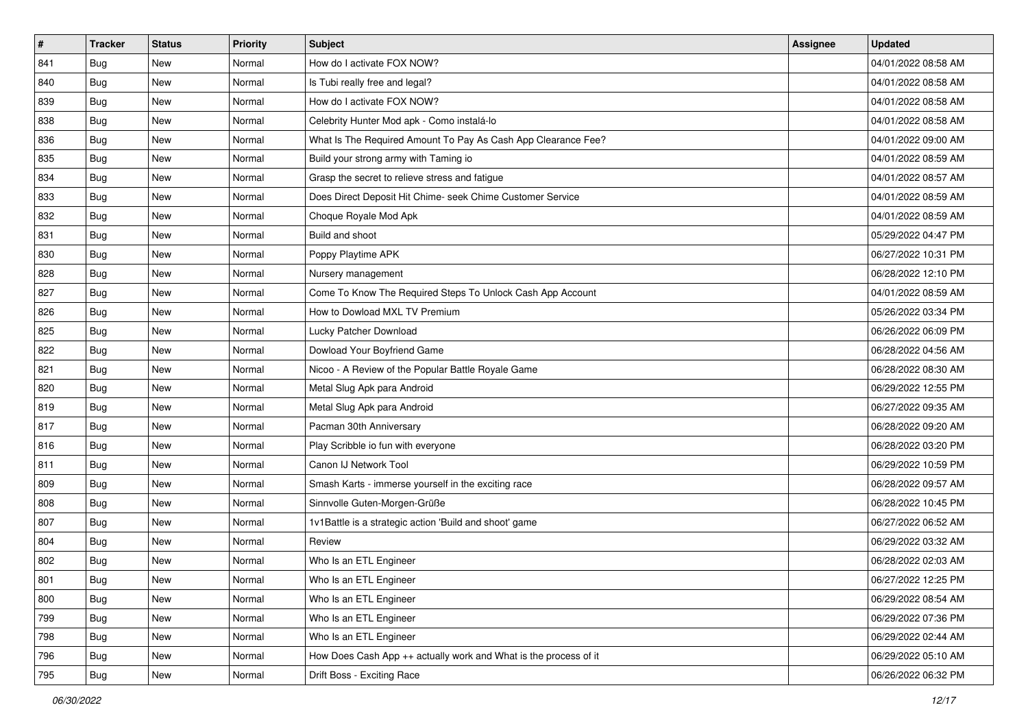| # | Tracker | Status | Priority | Subject | Assignee | Updated |
| --- | --- | --- | --- | --- | --- | --- |
| 841 | Bug | New | Normal | How do I activate FOX NOW? | | 04/01/2022 08:58 AM |
| 840 | Bug | New | Normal | Is Tubi really free and legal? | | 04/01/2022 08:58 AM |
| 839 | Bug | New | Normal | How do I activate FOX NOW? | | 04/01/2022 08:58 AM |
| 838 | Bug | New | Normal | Celebrity Hunter Mod apk - Como instalá-lo | | 04/01/2022 08:58 AM |
| 836 | Bug | New | Normal | What Is The Required Amount To Pay As Cash App Clearance Fee? | | 04/01/2022 09:00 AM |
| 835 | Bug | New | Normal | Build your strong army with Taming io | | 04/01/2022 08:59 AM |
| 834 | Bug | New | Normal | Grasp the secret to relieve stress and fatigue | | 04/01/2022 08:57 AM |
| 833 | Bug | New | Normal | Does Direct Deposit Hit Chime- seek Chime Customer Service | | 04/01/2022 08:59 AM |
| 832 | Bug | New | Normal | Choque Royale Mod Apk | | 04/01/2022 08:59 AM |
| 831 | Bug | New | Normal | Build and shoot | | 05/29/2022 04:47 PM |
| 830 | Bug | New | Normal | Poppy Playtime APK | | 06/27/2022 10:31 PM |
| 828 | Bug | New | Normal | Nursery management | | 06/28/2022 12:10 PM |
| 827 | Bug | New | Normal | Come To Know The Required Steps To Unlock Cash App Account | | 04/01/2022 08:59 AM |
| 826 | Bug | New | Normal | How to Dowload MXL TV Premium | | 05/26/2022 03:34 PM |
| 825 | Bug | New | Normal | Lucky Patcher Download | | 06/26/2022 06:09 PM |
| 822 | Bug | New | Normal | Dowload Your Boyfriend Game | | 06/28/2022 04:56 AM |
| 821 | Bug | New | Normal | Nicoo - A Review of the Popular Battle Royale Game | | 06/28/2022 08:30 AM |
| 820 | Bug | New | Normal | Metal Slug Apk para Android | | 06/29/2022 12:55 PM |
| 819 | Bug | New | Normal | Metal Slug Apk para Android | | 06/27/2022 09:35 AM |
| 817 | Bug | New | Normal | Pacman 30th Anniversary | | 06/28/2022 09:20 AM |
| 816 | Bug | New | Normal | Play Scribble io fun with everyone | | 06/28/2022 03:20 PM |
| 811 | Bug | New | Normal | Canon IJ Network Tool | | 06/29/2022 10:59 PM |
| 809 | Bug | New | Normal | Smash Karts - immerse yourself in the exciting race | | 06/28/2022 09:57 AM |
| 808 | Bug | New | Normal | Sinnvolle Guten-Morgen-Grüße | | 06/28/2022 10:45 PM |
| 807 | Bug | New | Normal | 1v1Battle is a strategic action 'Build and shoot' game | | 06/27/2022 06:52 AM |
| 804 | Bug | New | Normal | Review | | 06/29/2022 03:32 AM |
| 802 | Bug | New | Normal | Who Is an ETL Engineer | | 06/28/2022 02:03 AM |
| 801 | Bug | New | Normal | Who Is an ETL Engineer | | 06/27/2022 12:25 PM |
| 800 | Bug | New | Normal | Who Is an ETL Engineer | | 06/29/2022 08:54 AM |
| 799 | Bug | New | Normal | Who Is an ETL Engineer | | 06/29/2022 07:36 PM |
| 798 | Bug | New | Normal | Who Is an ETL Engineer | | 06/29/2022 02:44 AM |
| 796 | Bug | New | Normal | How Does Cash App ++ actually work and What is the process of it | | 06/29/2022 05:10 AM |
| 795 | Bug | New | Normal | Drift Boss - Exciting Race | | 06/26/2022 06:32 PM |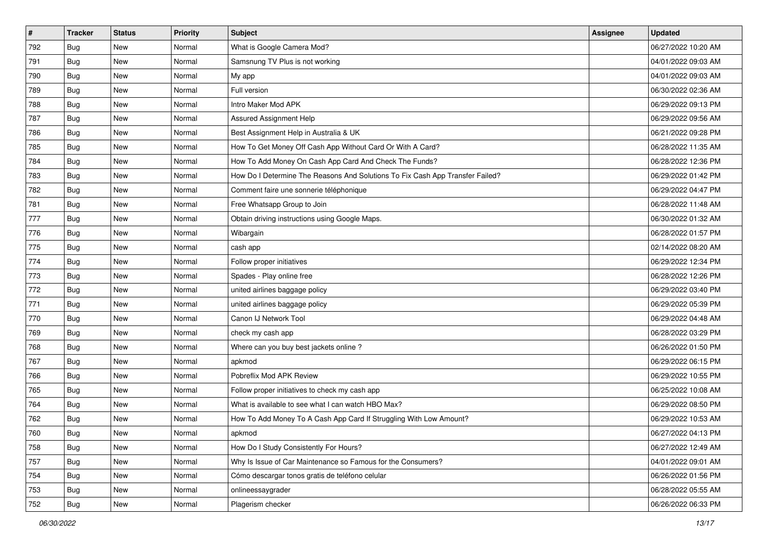| # | Tracker | Status | Priority | Subject | Assignee | Updated |
|---|---|---|---|---|---|---|
| 792 | Bug | New | Normal | What is Google Camera Mod? | | 06/27/2022 10:20 AM |
| 791 | Bug | New | Normal | Samsnung TV Plus is not working | | 04/01/2022 09:03 AM |
| 790 | Bug | New | Normal | My app | | 04/01/2022 09:03 AM |
| 789 | Bug | New | Normal | Full version | | 06/30/2022 02:36 AM |
| 788 | Bug | New | Normal | Intro Maker Mod APK | | 06/29/2022 09:13 PM |
| 787 | Bug | New | Normal | Assured Assignment Help | | 06/29/2022 09:56 AM |
| 786 | Bug | New | Normal | Best Assignment Help in Australia & UK | | 06/21/2022 09:28 PM |
| 785 | Bug | New | Normal | How To Get Money Off Cash App Without Card Or With A Card? | | 06/28/2022 11:35 AM |
| 784 | Bug | New | Normal | How To Add Money On Cash App Card And Check The Funds? | | 06/28/2022 12:36 PM |
| 783 | Bug | New | Normal | How Do I Determine The Reasons And Solutions To Fix Cash App Transfer Failed? | | 06/29/2022 01:42 PM |
| 782 | Bug | New | Normal | Comment faire une sonnerie téléphonique | | 06/29/2022 04:47 PM |
| 781 | Bug | New | Normal | Free Whatsapp Group to Join | | 06/28/2022 11:48 AM |
| 777 | Bug | New | Normal | Obtain driving instructions using Google Maps. | | 06/30/2022 01:32 AM |
| 776 | Bug | New | Normal | Wibargain | | 06/28/2022 01:57 PM |
| 775 | Bug | New | Normal | cash app | | 02/14/2022 08:20 AM |
| 774 | Bug | New | Normal | Follow proper initiatives | | 06/29/2022 12:34 PM |
| 773 | Bug | New | Normal | Spades - Play online free | | 06/28/2022 12:26 PM |
| 772 | Bug | New | Normal | united airlines baggage policy | | 06/29/2022 03:40 PM |
| 771 | Bug | New | Normal | united airlines baggage policy | | 06/29/2022 05:39 PM |
| 770 | Bug | New | Normal | Canon IJ Network Tool | | 06/29/2022 04:48 AM |
| 769 | Bug | New | Normal | check my cash app | | 06/28/2022 03:29 PM |
| 768 | Bug | New | Normal | Where can you buy best jackets online ? | | 06/26/2022 01:50 PM |
| 767 | Bug | New | Normal | apkmod | | 06/29/2022 06:15 PM |
| 766 | Bug | New | Normal | Pobreflix Mod APK Review | | 06/29/2022 10:55 PM |
| 765 | Bug | New | Normal | Follow proper initiatives to check my cash app | | 06/25/2022 10:08 AM |
| 764 | Bug | New | Normal | What is available to see what I can watch HBO Max? | | 06/29/2022 08:50 PM |
| 762 | Bug | New | Normal | How To Add Money To A Cash App Card If Struggling With Low Amount? | | 06/29/2022 10:53 AM |
| 760 | Bug | New | Normal | apkmod | | 06/27/2022 04:13 PM |
| 758 | Bug | New | Normal | How Do I Study Consistently For Hours? | | 06/27/2022 12:49 AM |
| 757 | Bug | New | Normal | Why Is Issue of Car Maintenance so Famous for the Consumers? | | 04/01/2022 09:01 AM |
| 754 | Bug | New | Normal | Cómo descargar tonos gratis de teléfono celular | | 06/26/2022 01:56 PM |
| 753 | Bug | New | Normal | onlineessaygrader | | 06/28/2022 05:55 AM |
| 752 | Bug | New | Normal | Plagerism checker | | 06/26/2022 06:33 PM |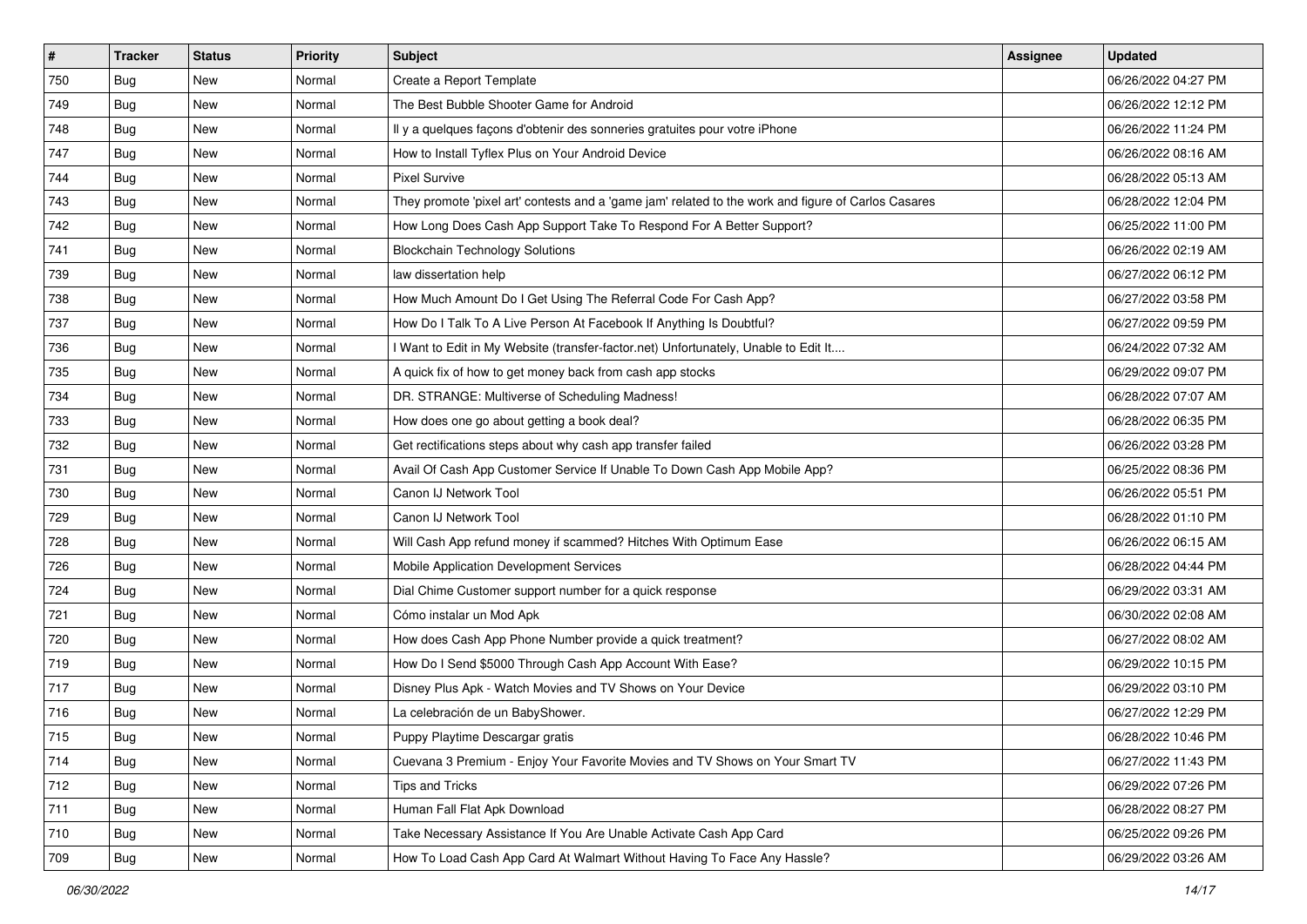| # | Tracker | Status | Priority | Subject | Assignee | Updated |
|---|---|---|---|---|---|---|
| 750 | Bug | New | Normal | Create a Report Template | | 06/26/2022 04:27 PM |
| 749 | Bug | New | Normal | The Best Bubble Shooter Game for Android | | 06/26/2022 12:12 PM |
| 748 | Bug | New | Normal | Il y a quelques façons d'obtenir des sonneries gratuites pour votre iPhone | | 06/26/2022 11:24 PM |
| 747 | Bug | New | Normal | How to Install Tyflex Plus on Your Android Device | | 06/26/2022 08:16 AM |
| 744 | Bug | New | Normal | Pixel Survive | | 06/28/2022 05:13 AM |
| 743 | Bug | New | Normal | They promote 'pixel art' contests and a 'game jam' related to the work and figure of Carlos Casares | | 06/28/2022 12:04 PM |
| 742 | Bug | New | Normal | How Long Does Cash App Support Take To Respond For A Better Support? | | 06/25/2022 11:00 PM |
| 741 | Bug | New | Normal | Blockchain Technology Solutions | | 06/26/2022 02:19 AM |
| 739 | Bug | New | Normal | law dissertation help | | 06/27/2022 06:12 PM |
| 738 | Bug | New | Normal | How Much Amount Do I Get Using The Referral Code For Cash App? | | 06/27/2022 03:58 PM |
| 737 | Bug | New | Normal | How Do I Talk To A Live Person At Facebook If Anything Is Doubtful? | | 06/27/2022 09:59 PM |
| 736 | Bug | New | Normal | I Want to Edit in My Website (transfer-factor.net) Unfortunately, Unable to Edit It.... | | 06/24/2022 07:32 AM |
| 735 | Bug | New | Normal | A quick fix of how to get money back from cash app stocks | | 06/29/2022 09:07 PM |
| 734 | Bug | New | Normal | DR. STRANGE: Multiverse of Scheduling Madness! | | 06/28/2022 07:07 AM |
| 733 | Bug | New | Normal | How does one go about getting a book deal? | | 06/28/2022 06:35 PM |
| 732 | Bug | New | Normal | Get rectifications steps about why cash app transfer failed | | 06/26/2022 03:28 PM |
| 731 | Bug | New | Normal | Avail Of Cash App Customer Service If Unable To Down Cash App Mobile App? | | 06/25/2022 08:36 PM |
| 730 | Bug | New | Normal | Canon IJ Network Tool | | 06/26/2022 05:51 PM |
| 729 | Bug | New | Normal | Canon IJ Network Tool | | 06/28/2022 01:10 PM |
| 728 | Bug | New | Normal | Will Cash App refund money if scammed? Hitches With Optimum Ease | | 06/26/2022 06:15 AM |
| 726 | Bug | New | Normal | Mobile Application Development Services | | 06/28/2022 04:44 PM |
| 724 | Bug | New | Normal | Dial Chime Customer support number for a quick response | | 06/29/2022 03:31 AM |
| 721 | Bug | New | Normal | Cómo instalar un Mod Apk | | 06/30/2022 02:08 AM |
| 720 | Bug | New | Normal | How does Cash App Phone Number provide a quick treatment? | | 06/27/2022 08:02 AM |
| 719 | Bug | New | Normal | How Do I Send $5000 Through Cash App Account With Ease? | | 06/29/2022 10:15 PM |
| 717 | Bug | New | Normal | Disney Plus Apk - Watch Movies and TV Shows on Your Device | | 06/29/2022 03:10 PM |
| 716 | Bug | New | Normal | La celebración de un BabyShower. | | 06/27/2022 12:29 PM |
| 715 | Bug | New | Normal | Puppy Playtime Descargar gratis | | 06/28/2022 10:46 PM |
| 714 | Bug | New | Normal | Cuevana 3 Premium - Enjoy Your Favorite Movies and TV Shows on Your Smart TV | | 06/27/2022 11:43 PM |
| 712 | Bug | New | Normal | Tips and Tricks | | 06/29/2022 07:26 PM |
| 711 | Bug | New | Normal | Human Fall Flat Apk Download | | 06/28/2022 08:27 PM |
| 710 | Bug | New | Normal | Take Necessary Assistance If You Are Unable Activate Cash App Card | | 06/25/2022 09:26 PM |
| 709 | Bug | New | Normal | How To Load Cash App Card At Walmart Without Having To Face Any Hassle? | | 06/29/2022 03:26 AM |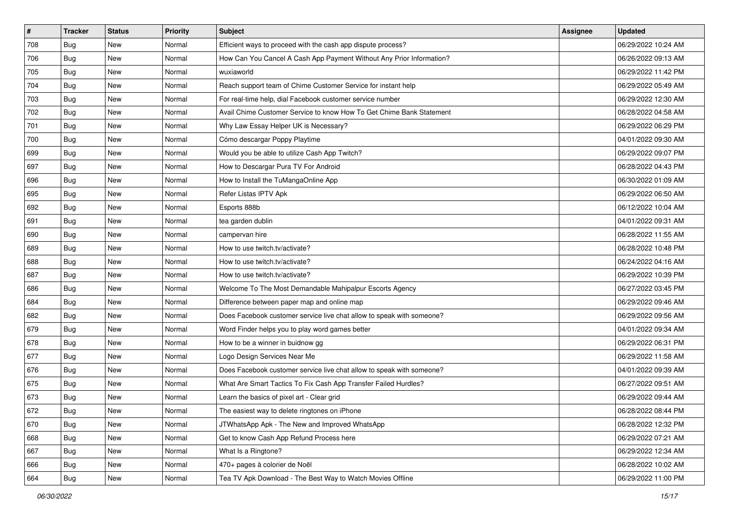| # | Tracker | Status | Priority | Subject | Assignee | Updated |
|---|---|---|---|---|---|---|
| 708 | Bug | New | Normal | Efficient ways to proceed with the cash app dispute process? | | 06/29/2022 10:24 AM |
| 706 | Bug | New | Normal | How Can You Cancel A Cash App Payment Without Any Prior Information? | | 06/26/2022 09:13 AM |
| 705 | Bug | New | Normal | wuxiaworld | | 06/29/2022 11:42 PM |
| 704 | Bug | New | Normal | Reach support team of Chime Customer Service for instant help | | 06/29/2022 05:49 AM |
| 703 | Bug | New | Normal | For real-time help, dial Facebook customer service number | | 06/29/2022 12:30 AM |
| 702 | Bug | New | Normal | Avail Chime Customer Service to know How To Get Chime Bank Statement | | 06/28/2022 04:58 AM |
| 701 | Bug | New | Normal | Why Law Essay Helper UK is Necessary? | | 06/29/2022 06:29 PM |
| 700 | Bug | New | Normal | Cómo descargar Poppy Playtime | | 04/01/2022 09:30 AM |
| 699 | Bug | New | Normal | Would you be able to utilize Cash App Twitch? | | 06/29/2022 09:07 PM |
| 697 | Bug | New | Normal | How to Descargar Pura TV For Android | | 06/28/2022 04:43 PM |
| 696 | Bug | New | Normal | How to Install the TuMangaOnline App | | 06/30/2022 01:09 AM |
| 695 | Bug | New | Normal | Refer Listas IPTV Apk | | 06/29/2022 06:50 AM |
| 692 | Bug | New | Normal | Esports 888b | | 06/12/2022 10:04 AM |
| 691 | Bug | New | Normal | tea garden dublin | | 04/01/2022 09:31 AM |
| 690 | Bug | New | Normal | campervan hire | | 06/28/2022 11:55 AM |
| 689 | Bug | New | Normal | How to use twitch.tv/activate? | | 06/28/2022 10:48 PM |
| 688 | Bug | New | Normal | How to use twitch.tv/activate? | | 06/24/2022 04:16 AM |
| 687 | Bug | New | Normal | How to use twitch.tv/activate? | | 06/29/2022 10:39 PM |
| 686 | Bug | New | Normal | Welcome To The Most Demandable Mahipalpur Escorts Agency | | 06/27/2022 03:45 PM |
| 684 | Bug | New | Normal | Difference between paper map and online map | | 06/29/2022 09:46 AM |
| 682 | Bug | New | Normal | Does Facebook customer service live chat allow to speak with someone? | | 06/29/2022 09:56 AM |
| 679 | Bug | New | Normal | Word Finder helps you to play word games better | | 04/01/2022 09:34 AM |
| 678 | Bug | New | Normal | How to be a winner in buidnow gg | | 06/29/2022 06:31 PM |
| 677 | Bug | New | Normal | Logo Design Services Near Me | | 06/29/2022 11:58 AM |
| 676 | Bug | New | Normal | Does Facebook customer service live chat allow to speak with someone? | | 04/01/2022 09:39 AM |
| 675 | Bug | New | Normal | What Are Smart Tactics To Fix Cash App Transfer Failed Hurdles? | | 06/27/2022 09:51 AM |
| 673 | Bug | New | Normal | Learn the basics of pixel art - Clear grid | | 06/29/2022 09:44 AM |
| 672 | Bug | New | Normal | The easiest way to delete ringtones on iPhone | | 06/28/2022 08:44 PM |
| 670 | Bug | New | Normal | JTWhatsApp Apk - The New and Improved WhatsApp | | 06/28/2022 12:32 PM |
| 668 | Bug | New | Normal | Get to know Cash App Refund Process here | | 06/29/2022 07:21 AM |
| 667 | Bug | New | Normal | What Is a Ringtone? | | 06/29/2022 12:34 AM |
| 666 | Bug | New | Normal | 470+ pages à colorier de Noël | | 06/28/2022 10:02 AM |
| 664 | Bug | New | Normal | Tea TV Apk Download - The Best Way to Watch Movies Offline | | 06/29/2022 11:00 PM |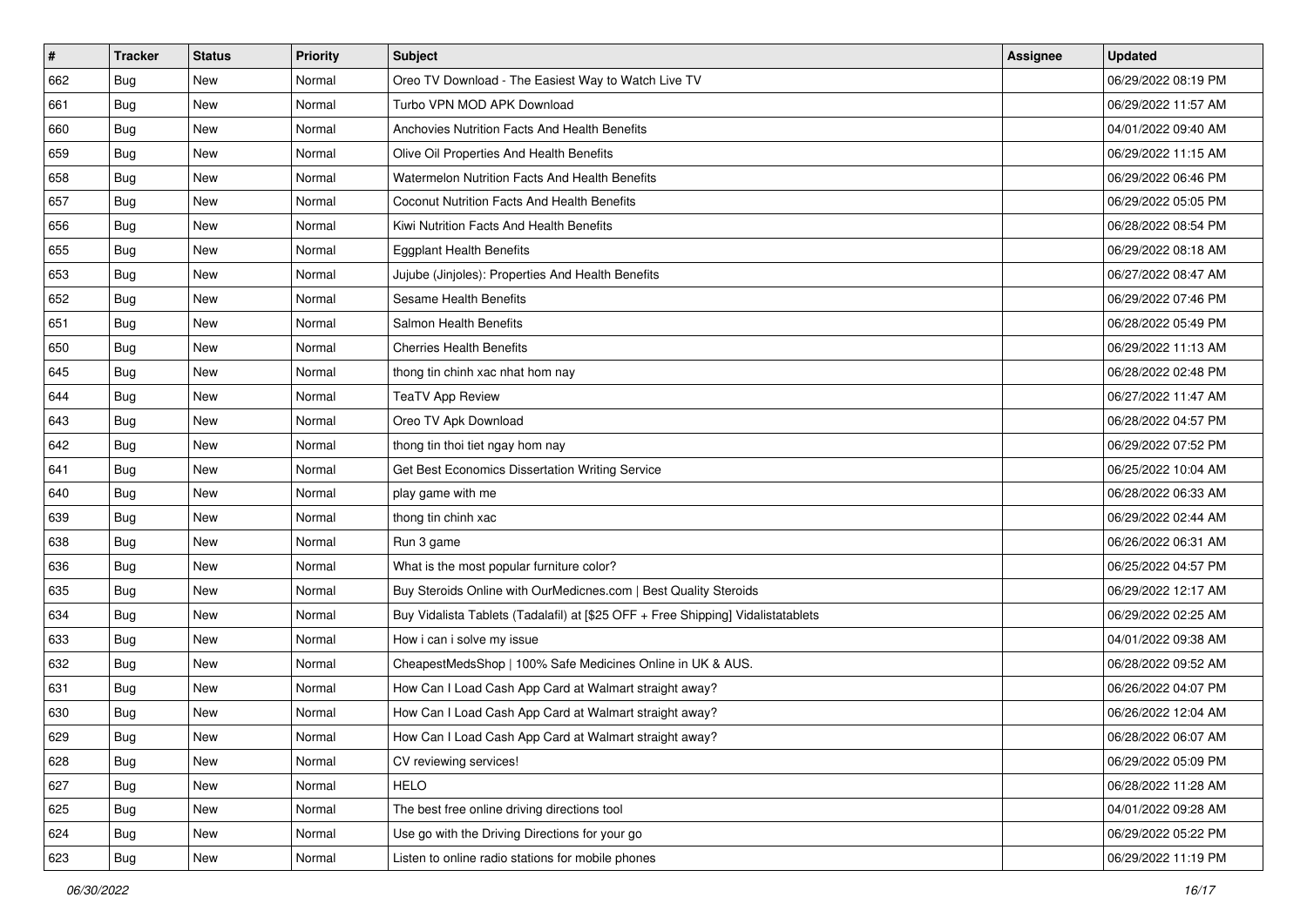| # | Tracker | Status | Priority | Subject | Assignee | Updated |
|---|---|---|---|---|---|---|
| 662 | Bug | New | Normal | Oreo TV Download - The Easiest Way to Watch Live TV | | 06/29/2022 08:19 PM |
| 661 | Bug | New | Normal | Turbo VPN MOD APK Download | | 06/29/2022 11:57 AM |
| 660 | Bug | New | Normal | Anchovies Nutrition Facts And Health Benefits | | 04/01/2022 09:40 AM |
| 659 | Bug | New | Normal | Olive Oil Properties And Health Benefits | | 06/29/2022 11:15 AM |
| 658 | Bug | New | Normal | Watermelon Nutrition Facts And Health Benefits | | 06/29/2022 06:46 PM |
| 657 | Bug | New | Normal | Coconut Nutrition Facts And Health Benefits | | 06/29/2022 05:05 PM |
| 656 | Bug | New | Normal | Kiwi Nutrition Facts And Health Benefits | | 06/28/2022 08:54 PM |
| 655 | Bug | New | Normal | Eggplant Health Benefits | | 06/29/2022 08:18 AM |
| 653 | Bug | New | Normal | Jujube (Jinjoles): Properties And Health Benefits | | 06/27/2022 08:47 AM |
| 652 | Bug | New | Normal | Sesame Health Benefits | | 06/29/2022 07:46 PM |
| 651 | Bug | New | Normal | Salmon Health Benefits | | 06/28/2022 05:49 PM |
| 650 | Bug | New | Normal | Cherries Health Benefits | | 06/29/2022 11:13 AM |
| 645 | Bug | New | Normal | thong tin chinh xac nhat hom nay | | 06/28/2022 02:48 PM |
| 644 | Bug | New | Normal | TeaTV App Review | | 06/27/2022 11:47 AM |
| 643 | Bug | New | Normal | Oreo TV Apk Download | | 06/28/2022 04:57 PM |
| 642 | Bug | New | Normal | thong tin thoi tiet ngay hom nay | | 06/29/2022 07:52 PM |
| 641 | Bug | New | Normal | Get Best Economics Dissertation Writing Service | | 06/25/2022 10:04 AM |
| 640 | Bug | New | Normal | play game with me | | 06/28/2022 06:33 AM |
| 639 | Bug | New | Normal | thong tin chinh xac | | 06/29/2022 02:44 AM |
| 638 | Bug | New | Normal | Run 3 game | | 06/26/2022 06:31 AM |
| 636 | Bug | New | Normal | What is the most popular furniture color? | | 06/25/2022 04:57 PM |
| 635 | Bug | New | Normal | Buy Steroids Online with OurMedicnes.com \| Best Quality Steroids | | 06/29/2022 12:17 AM |
| 634 | Bug | New | Normal | Buy Vidalista Tablets (Tadalafil) at [$25 OFF + Free Shipping] Vidalistatablets | | 06/29/2022 02:25 AM |
| 633 | Bug | New | Normal | How i can i solve my issue | | 04/01/2022 09:38 AM |
| 632 | Bug | New | Normal | CheapestMedsShop \| 100% Safe Medicines Online in UK & AUS. | | 06/28/2022 09:52 AM |
| 631 | Bug | New | Normal | How Can I Load Cash App Card at Walmart straight away? | | 06/26/2022 04:07 PM |
| 630 | Bug | New | Normal | How Can I Load Cash App Card at Walmart straight away? | | 06/26/2022 12:04 AM |
| 629 | Bug | New | Normal | How Can I Load Cash App Card at Walmart straight away? | | 06/28/2022 06:07 AM |
| 628 | Bug | New | Normal | CV reviewing services! | | 06/29/2022 05:09 PM |
| 627 | Bug | New | Normal | HELO | | 06/28/2022 11:28 AM |
| 625 | Bug | New | Normal | The best free online driving directions tool | | 04/01/2022 09:28 AM |
| 624 | Bug | New | Normal | Use go with the Driving Directions for your go | | 06/29/2022 05:22 PM |
| 623 | Bug | New | Normal | Listen to online radio stations for mobile phones | | 06/29/2022 11:19 PM |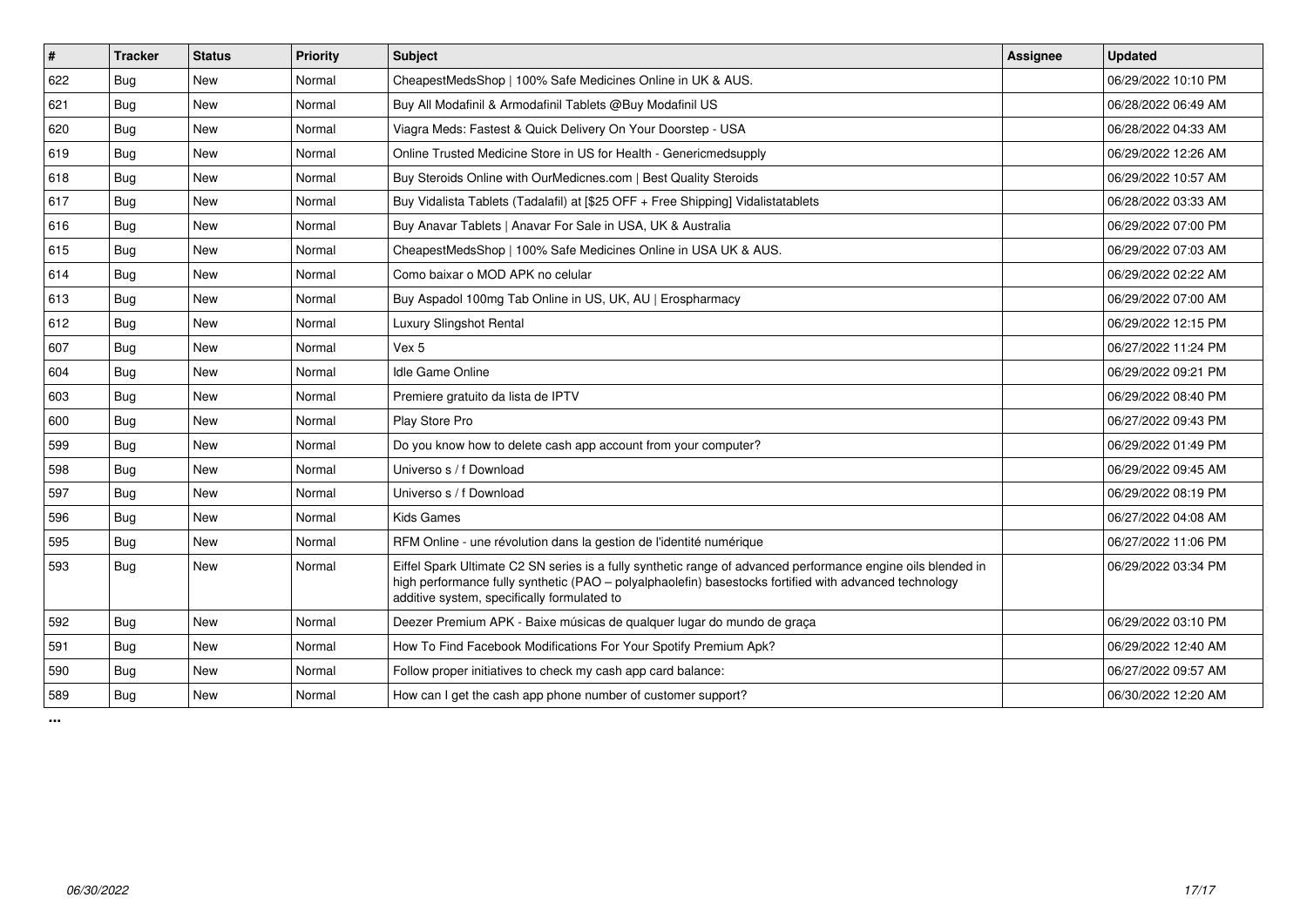| # | Tracker | Status | Priority | Subject | Assignee | Updated |
|---|---|---|---|---|---|---|
| 622 | Bug | New | Normal | CheapestMedsShop \| 100% Safe Medicines Online in UK & AUS. | | 06/29/2022 10:10 PM |
| 621 | Bug | New | Normal | Buy All Modafinil & Armodafinil Tablets @Buy Modafinil US | | 06/28/2022 06:49 AM |
| 620 | Bug | New | Normal | Viagra Meds: Fastest & Quick Delivery On Your Doorstep - USA | | 06/28/2022 04:33 AM |
| 619 | Bug | New | Normal | Online Trusted Medicine Store in US for Health - Genericmedsupply | | 06/29/2022 12:26 AM |
| 618 | Bug | New | Normal | Buy Steroids Online with OurMedicnes.com \| Best Quality Steroids | | 06/29/2022 10:57 AM |
| 617 | Bug | New | Normal | Buy Vidalista Tablets (Tadalafil) at [$25 OFF + Free Shipping] Vidalistatablets | | 06/28/2022 03:33 AM |
| 616 | Bug | New | Normal | Buy Anavar Tablets \| Anavar For Sale in USA, UK & Australia | | 06/29/2022 07:00 PM |
| 615 | Bug | New | Normal | CheapestMedsShop \| 100% Safe Medicines Online in USA UK & AUS. | | 06/29/2022 07:03 AM |
| 614 | Bug | New | Normal | Como baixar o MOD APK no celular | | 06/29/2022 02:22 AM |
| 613 | Bug | New | Normal | Buy Aspadol 100mg Tab Online in US, UK, AU \| Erospharmacy | | 06/29/2022 07:00 AM |
| 612 | Bug | New | Normal | Luxury Slingshot Rental | | 06/29/2022 12:15 PM |
| 607 | Bug | New | Normal | Vex 5 | | 06/27/2022 11:24 PM |
| 604 | Bug | New | Normal | Idle Game Online | | 06/29/2022 09:21 PM |
| 603 | Bug | New | Normal | Premiere gratuito da lista de IPTV | | 06/29/2022 08:40 PM |
| 600 | Bug | New | Normal | Play Store Pro | | 06/27/2022 09:43 PM |
| 599 | Bug | New | Normal | Do you know how to delete cash app account from your computer? | | 06/29/2022 01:49 PM |
| 598 | Bug | New | Normal | Universo s / f Download | | 06/29/2022 09:45 AM |
| 597 | Bug | New | Normal | Universo s / f Download | | 06/29/2022 08:19 PM |
| 596 | Bug | New | Normal | Kids Games | | 06/27/2022 04:08 AM |
| 595 | Bug | New | Normal | RFM Online - une révolution dans la gestion de l'identité numérique | | 06/27/2022 11:06 PM |
| 593 | Bug | New | Normal | Eiffel Spark Ultimate C2 SN series is a fully synthetic range of advanced performance engine oils blended in high performance fully synthetic (PAO – polyalphaolefin) basestocks fortified with advanced technology additive system, specifically formulated to | | 06/29/2022 03:34 PM |
| 592 | Bug | New | Normal | Deezer Premium APK - Baixe músicas de qualquer lugar do mundo de graça | | 06/29/2022 03:10 PM |
| 591 | Bug | New | Normal | How To Find Facebook Modifications For Your Spotify Premium Apk? | | 06/29/2022 12:40 AM |
| 590 | Bug | New | Normal | Follow proper initiatives to check my cash app card balance: | | 06/27/2022 09:57 AM |
| 589 | Bug | New | Normal | How can I get the cash app phone number of customer support? | | 06/30/2022 12:20 AM |

...